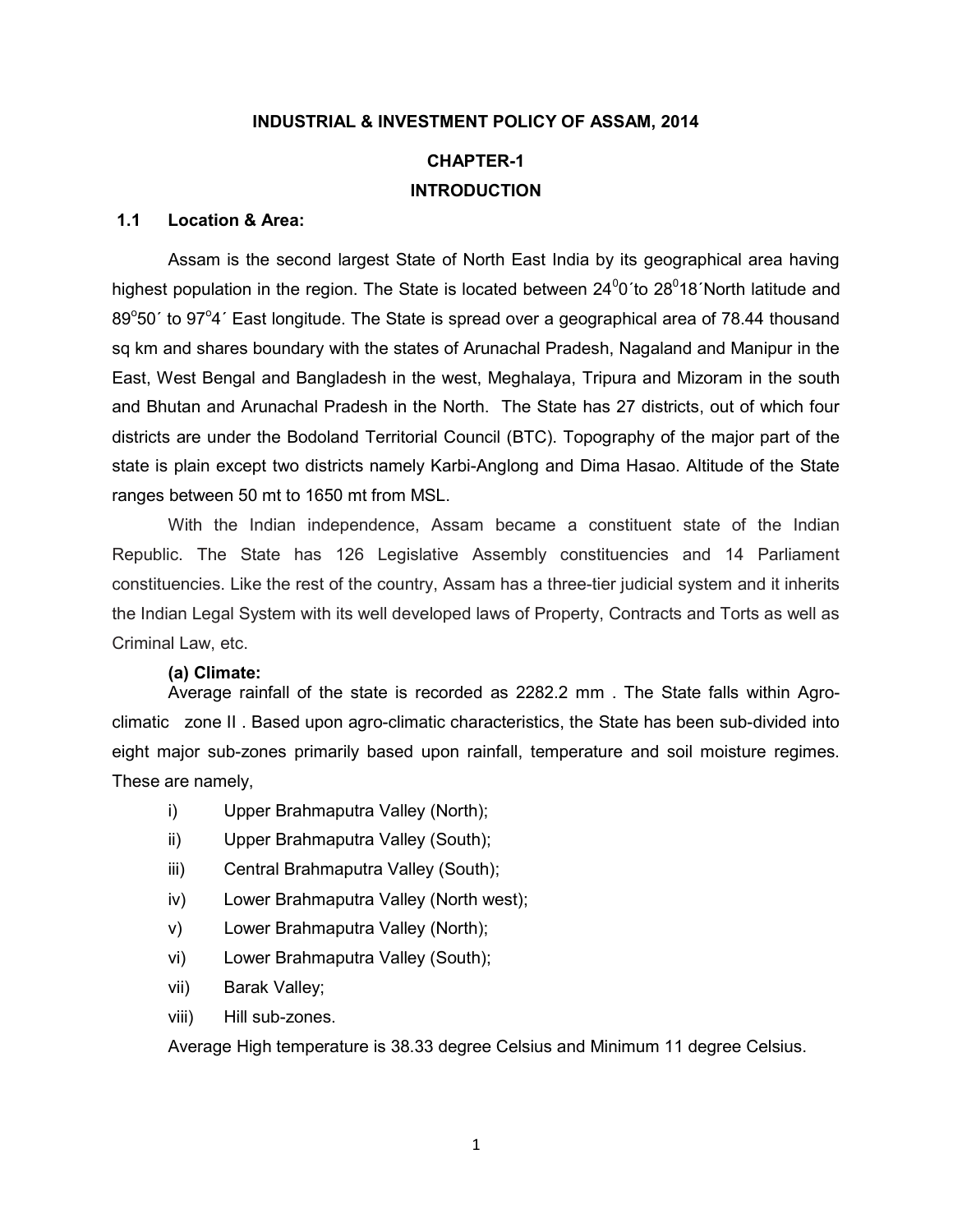# INDUSTRIAL & INVESTMENT POLICY OF ASSAM, 2014

## CHAPTER-1

## INTRODUCTION

### 1.1 Location & Area:

Assam is the second largest State of North East India by its geographical area having highest population in the region. The State is located between $24^{0}0'$ to $28^{0}18'$ North latitude and $89^{o}50'$ to $97^{o}4'$ East longitude. The State is spread over a geographical area of 78.44 thousand sq km and shares boundary with the states of Arunachal Pradesh, Nagaland and Manipur in the East, West Bengal and Bangladesh in the west, Meghalaya, Tripura and Mizoram in the south and Bhutan and Arunachal Pradesh in the North. The State has 27 districts, out of which four districts are under the Bodoland Territorial Council (BTC). Topography of the major part of the state is plain except two districts namely Karbi-Anglong and Dima Hasao. Altitude of the State ranges between 50 mt to 1650 mt from MSL.

With the Indian independence, Assam became a constituent state of the Indian Republic. The State has 126 Legislative Assembly constituencies and 14 Parliament constituencies. Like the rest of the country, Assam has a three-tier judicial system and it inherits the Indian Legal System with its well developed laws of Property, Contracts and Torts as well as Criminal Law, etc.

**(a) Climate:**

Average rainfall of the state is recorded as 2282.2 mm . The State falls within Agro-climatic zone II . Based upon agro-climatic characteristics, the State has been sub-divided into eight major sub-zones primarily based upon rainfall, temperature and soil moisture regimes. These are namely,

i) Upper Brahmaputra Valley (North);

ii) Upper Brahmaputra Valley (South);

iii) Central Brahmaputra Valley (South);

iv) Lower Brahmaputra Valley (North west);

v) Lower Brahmaputra Valley (North);

vi) Lower Brahmaputra Valley (South);

vii) Barak Valley;

viii) Hill sub-zones.

Average High temperature is 38.33 degree Celsius and Minimum 11 degree Celsius.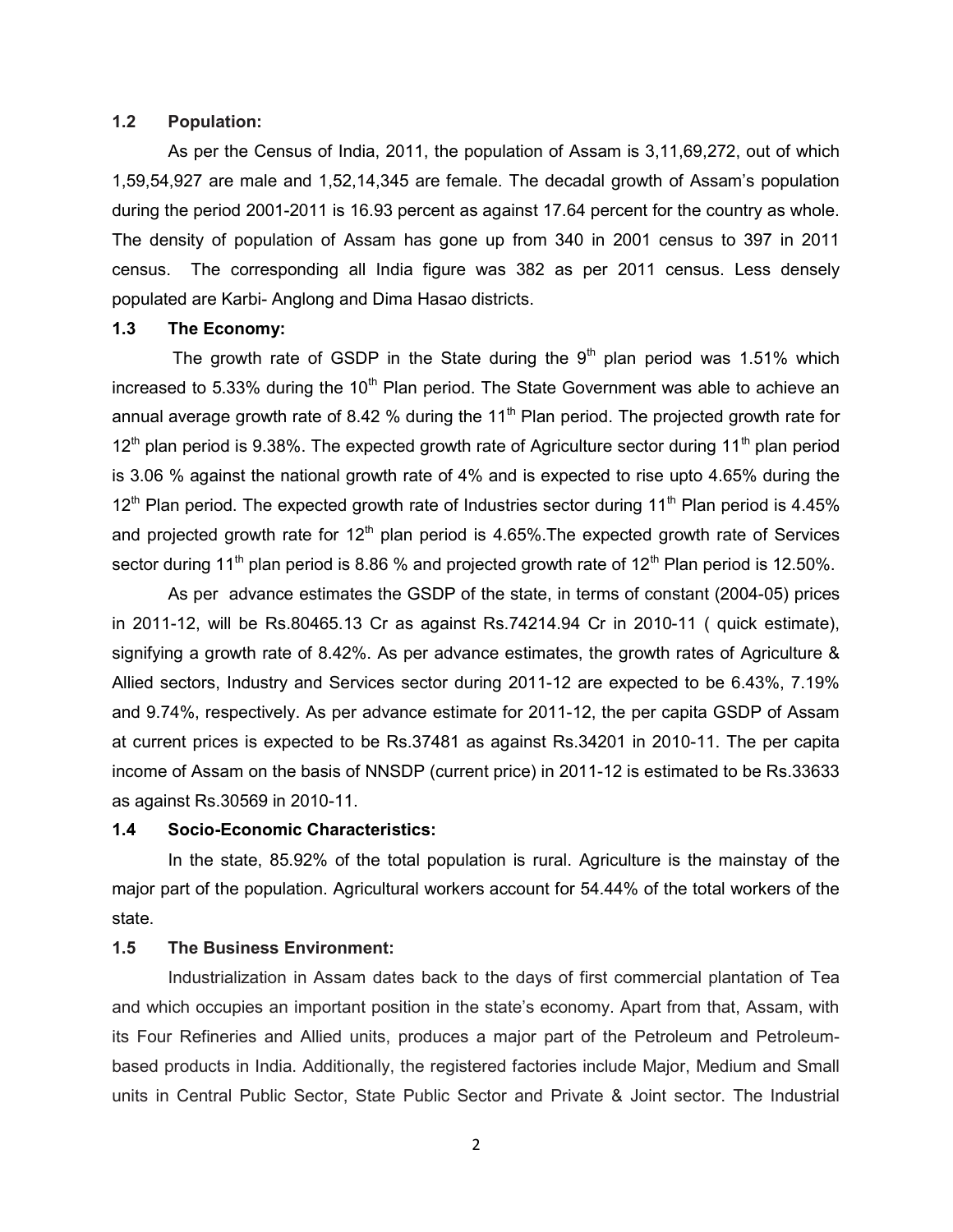### 1.2 Population:

As per the Census of India, 2011, the population of Assam is 3,11,69,272, out of which 1,59,54,927 are male and 1,52,14,345 are female. The decadal growth of Assam's population during the period 2001-2011 is 16.93 percent as against 17.64 percent for the country as whole. The density of population of Assam has gone up from 340 in 2001 census to 397 in 2011 census. The corresponding all India figure was 382 as per 2011 census. Less densely populated are Karbi- Anglong and Dima Hasao districts.

### 1.3 The Economy:

The growth rate of GSDP in the State during the 9$^{th}$ plan period was 1.51% which increased to 5.33% during the 10$^{th}$ Plan period. The State Government was able to achieve an annual average growth rate of 8.42 % during the 11$^{th}$ Plan period. The projected growth rate for 12$^{th}$ plan period is 9.38%. The expected growth rate of Agriculture sector during 11$^{th}$ plan period is 3.06 % against the national growth rate of 4% and is expected to rise upto 4.65% during the 12$^{th}$ Plan period. The expected growth rate of Industries sector during 11$^{th}$ Plan period is 4.45% and projected growth rate for 12$^{th}$ plan period is 4.65%.The expected growth rate of Services sector during 11$^{th}$ plan period is 8.86 % and projected growth rate of 12$^{th}$ Plan period is 12.50%.

As per advance estimates the GSDP of the state, in terms of constant (2004-05) prices in 2011-12, will be Rs.80465.13 Cr as against Rs.74214.94 Cr in 2010-11 ( quick estimate), signifying a growth rate of 8.42%. As per advance estimates, the growth rates of Agriculture & Allied sectors, Industry and Services sector during 2011-12 are expected to be 6.43%, 7.19% and 9.74%, respectively. As per advance estimate for 2011-12, the per capita GSDP of Assam at current prices is expected to be Rs.37481 as against Rs.34201 in 2010-11. The per capita income of Assam on the basis of NNSDP (current price) in 2011-12 is estimated to be Rs.33633 as against Rs.30569 in 2010-11.

### 1.4 Socio-Economic Characteristics:

In the state, 85.92% of the total population is rural. Agriculture is the mainstay of the major part of the population. Agricultural workers account for 54.44% of the total workers of the state.

### 1.5 The Business Environment:

Industrialization in Assam dates back to the days of first commercial plantation of Tea and which occupies an important position in the state's economy. Apart from that, Assam, with its Four Refineries and Allied units, produces a major part of the Petroleum and Petroleum-based products in India. Additionally, the registered factories include Major, Medium and Small units in Central Public Sector, State Public Sector and Private & Joint sector. The Industrial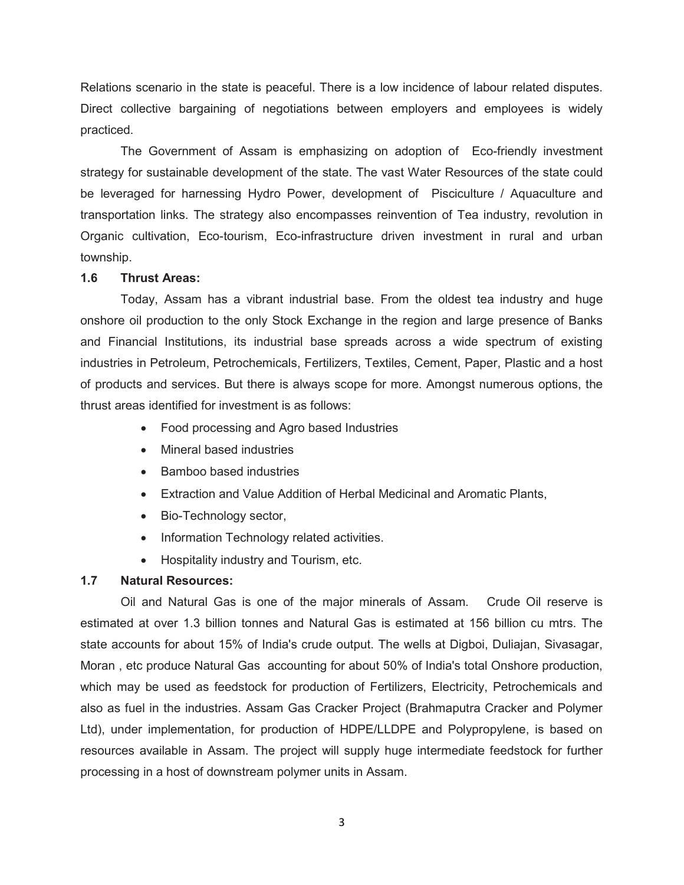Relations scenario in the state is peaceful. There is a low incidence of labour related disputes. Direct collective bargaining of negotiations between employers and employees is widely practiced.

The Government of Assam is emphasizing on adoption of Eco-friendly investment strategy for sustainable development of the state. The vast Water Resources of the state could be leveraged for harnessing Hydro Power, development of Pisciculture / Aquaculture and transportation links. The strategy also encompasses reinvention of Tea industry, revolution in Organic cultivation, Eco-tourism, Eco-infrastructure driven investment in rural and urban township.

### 1.6 Thrust Areas:

Today, Assam has a vibrant industrial base. From the oldest tea industry and huge onshore oil production to the only Stock Exchange in the region and large presence of Banks and Financial Institutions, its industrial base spreads across a wide spectrum of existing industries in Petroleum, Petrochemicals, Fertilizers, Textiles, Cement, Paper, Plastic and a host of products and services. But there is always scope for more. Amongst numerous options, the thrust areas identified for investment is as follows:

- Food processing and Agro based Industries
- Mineral based industries
- Bamboo based industries
- Extraction and Value Addition of Herbal Medicinal and Aromatic Plants,
- Bio-Technology sector,
- Information Technology related activities.
- Hospitality industry and Tourism, etc.

### 1.7 Natural Resources:

Oil and Natural Gas is one of the major minerals of Assam. Crude Oil reserve is estimated at over 1.3 billion tonnes and Natural Gas is estimated at 156 billion cu mtrs. The state accounts for about 15% of India's crude output. The wells at Digboi, Duliajan, Sivasagar, Moran , etc produce Natural Gas accounting for about 50% of India's total Onshore production, which may be used as feedstock for production of Fertilizers, Electricity, Petrochemicals and also as fuel in the industries. Assam Gas Cracker Project (Brahmaputra Cracker and Polymer Ltd), under implementation, for production of HDPE/LLDPE and Polypropylene, is based on resources available in Assam. The project will supply huge intermediate feedstock for further processing in a host of downstream polymer units in Assam.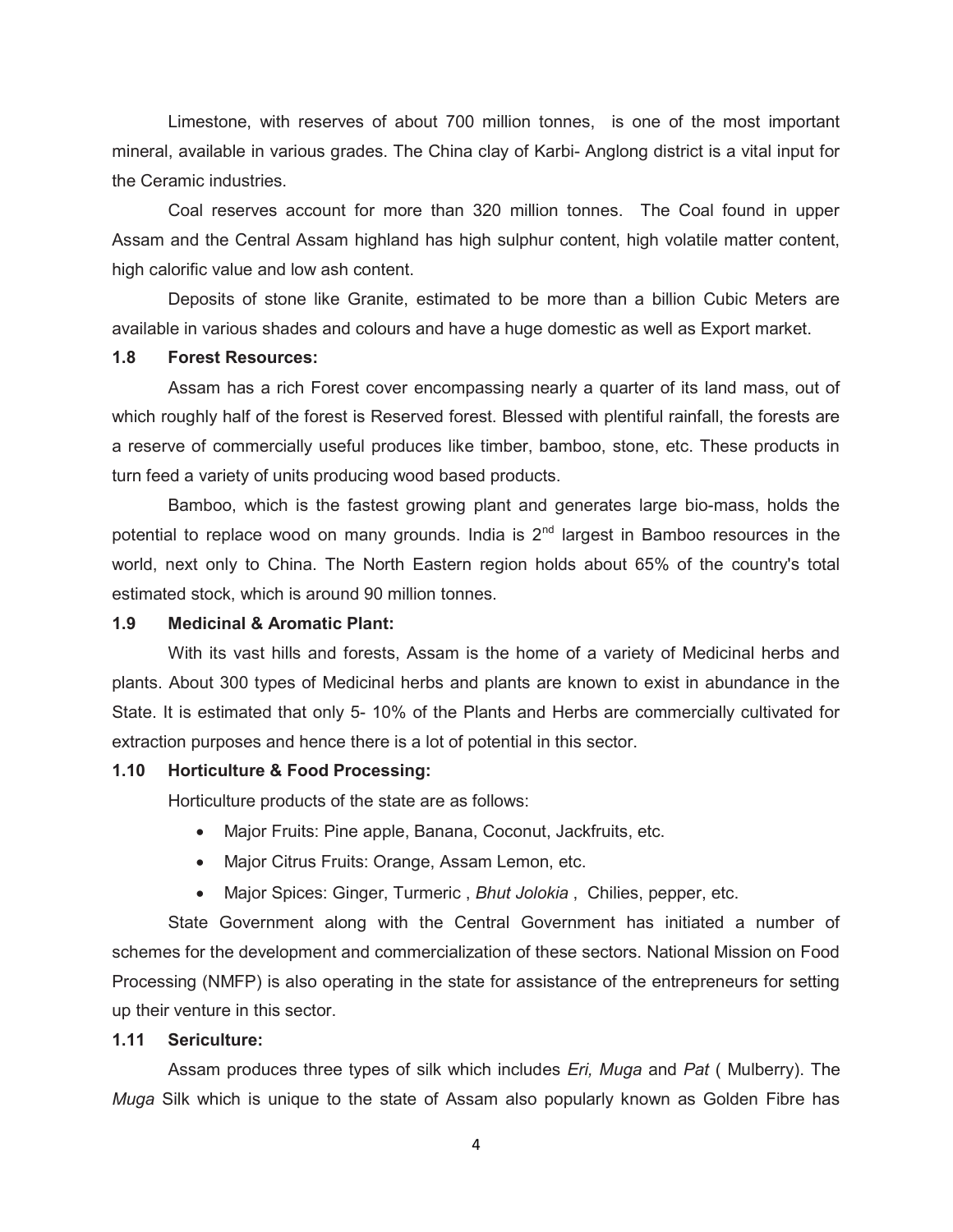Limestone, with reserves of about 700 million tonnes, is one of the most important mineral, available in various grades. The China clay of Karbi- Anglong district is a vital input for the Ceramic industries.

Coal reserves account for more than 320 million tonnes. The Coal found in upper Assam and the Central Assam highland has high sulphur content, high volatile matter content, high calorific value and low ash content.

Deposits of stone like Granite, estimated to be more than a billion Cubic Meters are available in various shades and colours and have a huge domestic as well as Export market.

### 1.8 Forest Resources:

Assam has a rich Forest cover encompassing nearly a quarter of its land mass, out of which roughly half of the forest is Reserved forest. Blessed with plentiful rainfall, the forests are a reserve of commercially useful produces like timber, bamboo, stone, etc. These products in turn feed a variety of units producing wood based products.

Bamboo, which is the fastest growing plant and generates large bio-mass, holds the potential to replace wood on many grounds. India is 2nd largest in Bamboo resources in the world, next only to China. The North Eastern region holds about 65% of the country's total estimated stock, which is around 90 million tonnes.

### 1.9 Medicinal & Aromatic Plant:

With its vast hills and forests, Assam is the home of a variety of Medicinal herbs and plants. About 300 types of Medicinal herbs and plants are known to exist in abundance in the State. It is estimated that only 5- 10% of the Plants and Herbs are commercially cultivated for extraction purposes and hence there is a lot of potential in this sector.

### 1.10 Horticulture & Food Processing:

Horticulture products of the state are as follows:

- Major Fruits: Pine apple, Banana, Coconut, Jackfruits, etc.
- Major Citrus Fruits: Orange, Assam Lemon, etc.
- Major Spices: Ginger, Turmeric , *Bhut Jolokia* , Chilies, pepper, etc.

State Government along with the Central Government has initiated a number of schemes for the development and commercialization of these sectors. National Mission on Food Processing (NMFP) is also operating in the state for assistance of the entrepreneurs for setting up their venture in this sector.

### 1.11 Sericulture:

Assam produces three types of silk which includes *Eri, Muga* and *Pat* ( Mulberry). The *Muga* Silk which is unique to the state of Assam also popularly known as Golden Fibre has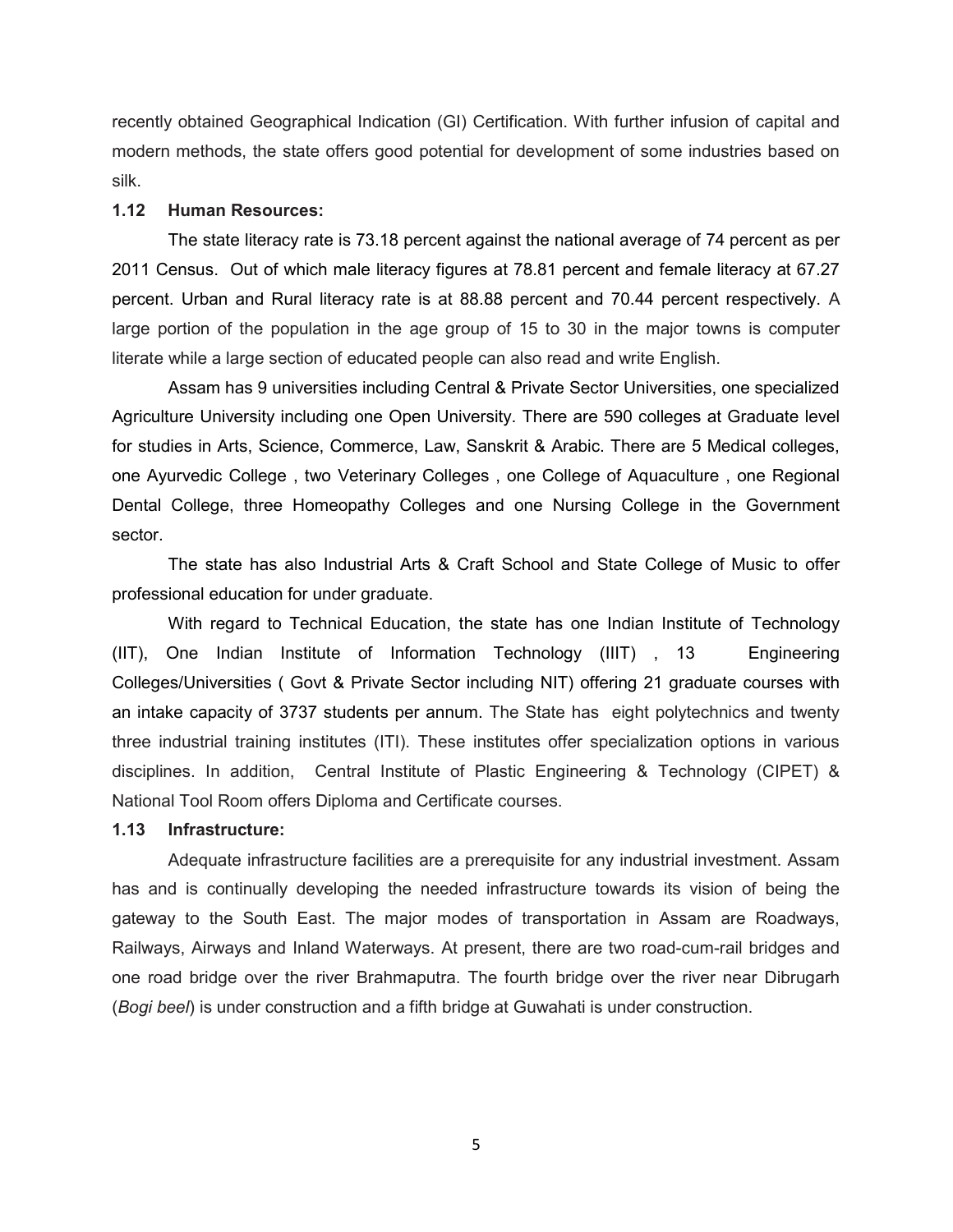recently obtained Geographical Indication (GI) Certification. With further infusion of capital and modern methods, the state offers good potential for development of some industries based on silk.

### 1.12 Human Resources:

The state literacy rate is 73.18 percent against the national average of 74 percent as per 2011 Census. Out of which male literacy figures at 78.81 percent and female literacy at 67.27 percent. Urban and Rural literacy rate is at 88.88 percent and 70.44 percent respectively. A large portion of the population in the age group of 15 to 30 in the major towns is computer literate while a large section of educated people can also read and write English.

Assam has 9 universities including Central & Private Sector Universities, one specialized Agriculture University including one Open University. There are 590 colleges at Graduate level for studies in Arts, Science, Commerce, Law, Sanskrit & Arabic. There are 5 Medical colleges, one Ayurvedic College , two Veterinary Colleges , one College of Aquaculture , one Regional Dental College, three Homeopathy Colleges and one Nursing College in the Government sector.

The state has also Industrial Arts & Craft School and State College of Music to offer professional education for under graduate.

With regard to Technical Education, the state has one Indian Institute of Technology (IIT), One Indian Institute of Information Technology (IIIT) , 13 Engineering Colleges/Universities ( Govt & Private Sector including NIT) offering 21 graduate courses with an intake capacity of 3737 students per annum. The State has eight polytechnics and twenty three industrial training institutes (ITI). These institutes offer specialization options in various disciplines. In addition, Central Institute of Plastic Engineering & Technology (CIPET) & National Tool Room offers Diploma and Certificate courses.

### 1.13 Infrastructure:

Adequate infrastructure facilities are a prerequisite for any industrial investment. Assam has and is continually developing the needed infrastructure towards its vision of being the gateway to the South East. The major modes of transportation in Assam are Roadways, Railways, Airways and Inland Waterways. At present, there are two road-cum-rail bridges and one road bridge over the river Brahmaputra. The fourth bridge over the river near Dibrugarh (*Bogi beel*) is under construction and a fifth bridge at Guwahati is under construction.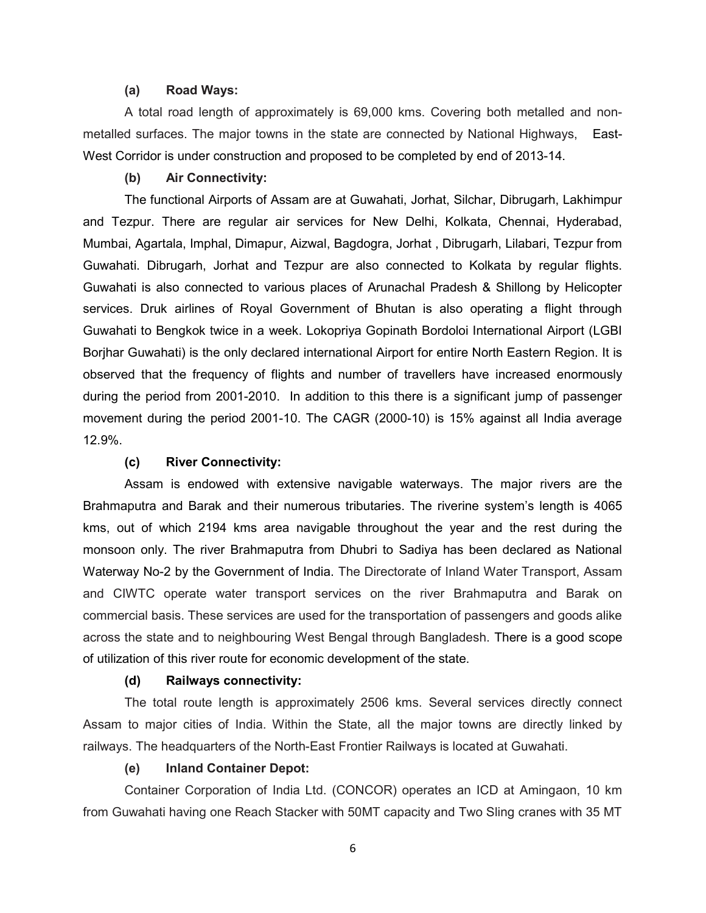**(a) Road Ways:**

A total road length of approximately is 69,000 kms. Covering both metalled and non-metalled surfaces. The major towns in the state are connected by National Highways, East-West Corridor is under construction and proposed to be completed by end of 2013-14.

**(b) Air Connectivity:**

The functional Airports of Assam are at Guwahati, Jorhat, Silchar, Dibrugarh, Lakhimpur and Tezpur. There are regular air services for New Delhi, Kolkata, Chennai, Hyderabad, Mumbai, Agartala, Imphal, Dimapur, Aizwal, Bagdogra, Jorhat , Dibrugarh, Lilabari, Tezpur from Guwahati. Dibrugarh, Jorhat and Tezpur are also connected to Kolkata by regular flights. Guwahati is also connected to various places of Arunachal Pradesh & Shillong by Helicopter services. Druk airlines of Royal Government of Bhutan is also operating a flight through Guwahati to Bengkok twice in a week. Lokopriya Gopinath Bordoloi International Airport (LGBI Borjhar Guwahati) is the only declared international Airport for entire North Eastern Region. It is observed that the frequency of flights and number of travellers have increased enormously during the period from 2001-2010. In addition to this there is a significant jump of passenger movement during the period 2001-10. The CAGR (2000-10) is 15% against all India average 12.9%.

**(c) River Connectivity:**

Assam is endowed with extensive navigable waterways. The major rivers are the Brahmaputra and Barak and their numerous tributaries. The riverine system's length is 4065 kms, out of which 2194 kms area navigable throughout the year and the rest during the monsoon only. The river Brahmaputra from Dhubri to Sadiya has been declared as National Waterway No-2 by the Government of India. The Directorate of Inland Water Transport, Assam and CIWTC operate water transport services on the river Brahmaputra and Barak on commercial basis. These services are used for the transportation of passengers and goods alike across the state and to neighbouring West Bengal through Bangladesh. There is a good scope of utilization of this river route for economic development of the state.

**(d) Railways connectivity:**

The total route length is approximately 2506 kms. Several services directly connect Assam to major cities of India. Within the State, all the major towns are directly linked by railways. The headquarters of the North-East Frontier Railways is located at Guwahati.

**(e) Inland Container Depot:**

Container Corporation of India Ltd. (CONCOR) operates an ICD at Amingaon, 10 km from Guwahati having one Reach Stacker with 50MT capacity and Two Sling cranes with 35 MT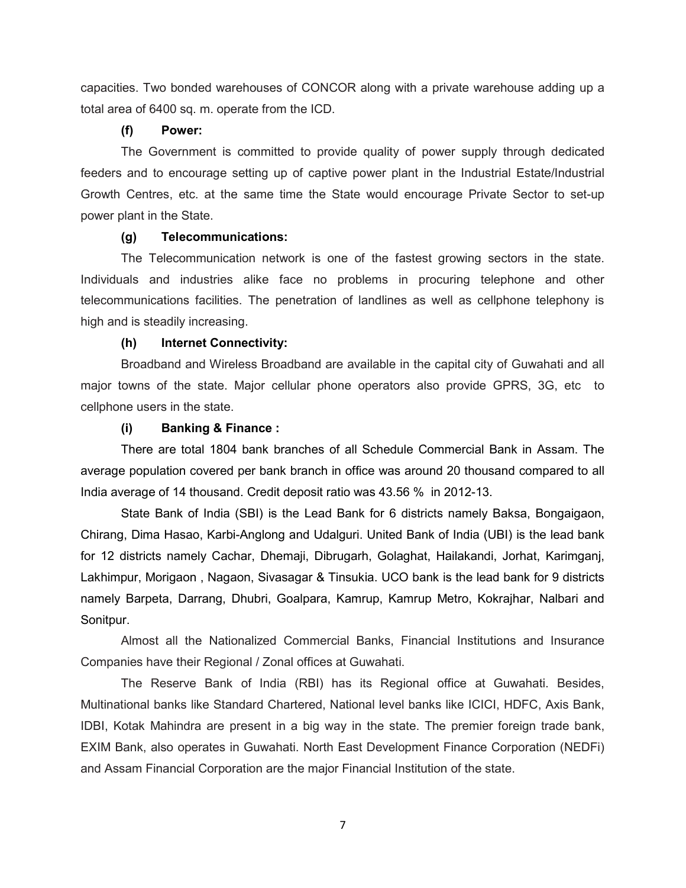capacities. Two bonded warehouses of CONCOR along with a private warehouse adding up a total area of 6400 sq. m. operate from the ICD.

**(f) Power:**

The Government is committed to provide quality of power supply through dedicated feeders and to encourage setting up of captive power plant in the Industrial Estate/Industrial Growth Centres, etc. at the same time the State would encourage Private Sector to set-up power plant in the State.

**(g) Telecommunications:**

The Telecommunication network is one of the fastest growing sectors in the state. Individuals and industries alike face no problems in procuring telephone and other telecommunications facilities. The penetration of landlines as well as cellphone telephony is high and is steadily increasing.

**(h) Internet Connectivity:**

Broadband and Wireless Broadband are available in the capital city of Guwahati and all major towns of the state. Major cellular phone operators also provide GPRS, 3G, etc to cellphone users in the state.

**(i) Banking & Finance :**

There are total 1804 bank branches of all Schedule Commercial Bank in Assam. The average population covered per bank branch in office was around 20 thousand compared to all India average of 14 thousand. Credit deposit ratio was 43.56 % in 2012-13.

State Bank of India (SBI) is the Lead Bank for 6 districts namely Baksa, Bongaigaon, Chirang, Dima Hasao, Karbi-Anglong and Udalguri. United Bank of India (UBI) is the lead bank for 12 districts namely Cachar, Dhemaji, Dibrugarh, Golaghat, Hailakandi, Jorhat, Karimganj, Lakhimpur, Morigaon , Nagaon, Sivasagar & Tinsukia. UCO bank is the lead bank for 9 districts namely Barpeta, Darrang, Dhubri, Goalpara, Kamrup, Kamrup Metro, Kokrajhar, Nalbari and Sonitpur.

Almost all the Nationalized Commercial Banks, Financial Institutions and Insurance Companies have their Regional / Zonal offices at Guwahati.

The Reserve Bank of India (RBI) has its Regional office at Guwahati. Besides, Multinational banks like Standard Chartered, National level banks like ICICI, HDFC, Axis Bank, IDBI, Kotak Mahindra are present in a big way in the state. The premier foreign trade bank, EXIM Bank, also operates in Guwahati. North East Development Finance Corporation (NEDFi) and Assam Financial Corporation are the major Financial Institution of the state.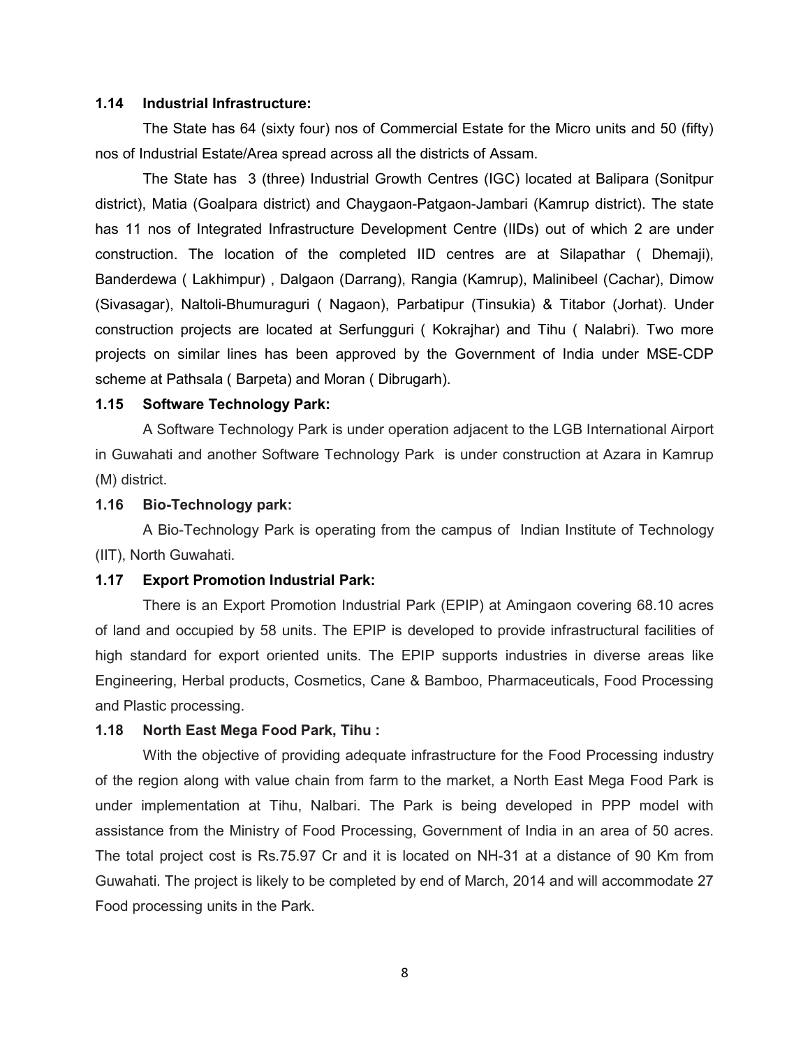### 1.14 Industrial Infrastructure:

The State has 64 (sixty four) nos of Commercial Estate for the Micro units and 50 (fifty) nos of Industrial Estate/Area spread across all the districts of Assam.

The State has 3 (three) Industrial Growth Centres (IGC) located at Balipara (Sonitpur district), Matia (Goalpara district) and Chaygaon-Patgaon-Jambari (Kamrup district). The state has 11 nos of Integrated Infrastructure Development Centre (IIDs) out of which 2 are under construction. The location of the completed IID centres are at Silapathar ( Dhemaji), Banderdewa ( Lakhimpur) , Dalgaon (Darrang), Rangia (Kamrup), Malinibeel (Cachar), Dimow (Sivasagar), Naltoli-Bhumuraguri ( Nagaon), Parbatipur (Tinsukia) & Titabor (Jorhat). Under construction projects are located at Serfungguri ( Kokrajhar) and Tihu ( Nalabri). Two more projects on similar lines has been approved by the Government of India under MSE-CDP scheme at Pathsala ( Barpeta) and Moran ( Dibrugarh).

### 1.15 Software Technology Park:

A Software Technology Park is under operation adjacent to the LGB International Airport in Guwahati and another Software Technology Park is under construction at Azara in Kamrup (M) district.

### 1.16 Bio-Technology park:

A Bio-Technology Park is operating from the campus of Indian Institute of Technology (IIT), North Guwahati.

### 1.17 Export Promotion Industrial Park:

There is an Export Promotion Industrial Park (EPIP) at Amingaon covering 68.10 acres of land and occupied by 58 units. The EPIP is developed to provide infrastructural facilities of high standard for export oriented units. The EPIP supports industries in diverse areas like Engineering, Herbal products, Cosmetics, Cane & Bamboo, Pharmaceuticals, Food Processing and Plastic processing.

### 1.18 North East Mega Food Park, Tihu :

With the objective of providing adequate infrastructure for the Food Processing industry of the region along with value chain from farm to the market, a North East Mega Food Park is under implementation at Tihu, Nalbari. The Park is being developed in PPP model with assistance from the Ministry of Food Processing, Government of India in an area of 50 acres. The total project cost is Rs.75.97 Cr and it is located on NH-31 at a distance of 90 Km from Guwahati. The project is likely to be completed by end of March, 2014 and will accommodate 27 Food processing units in the Park.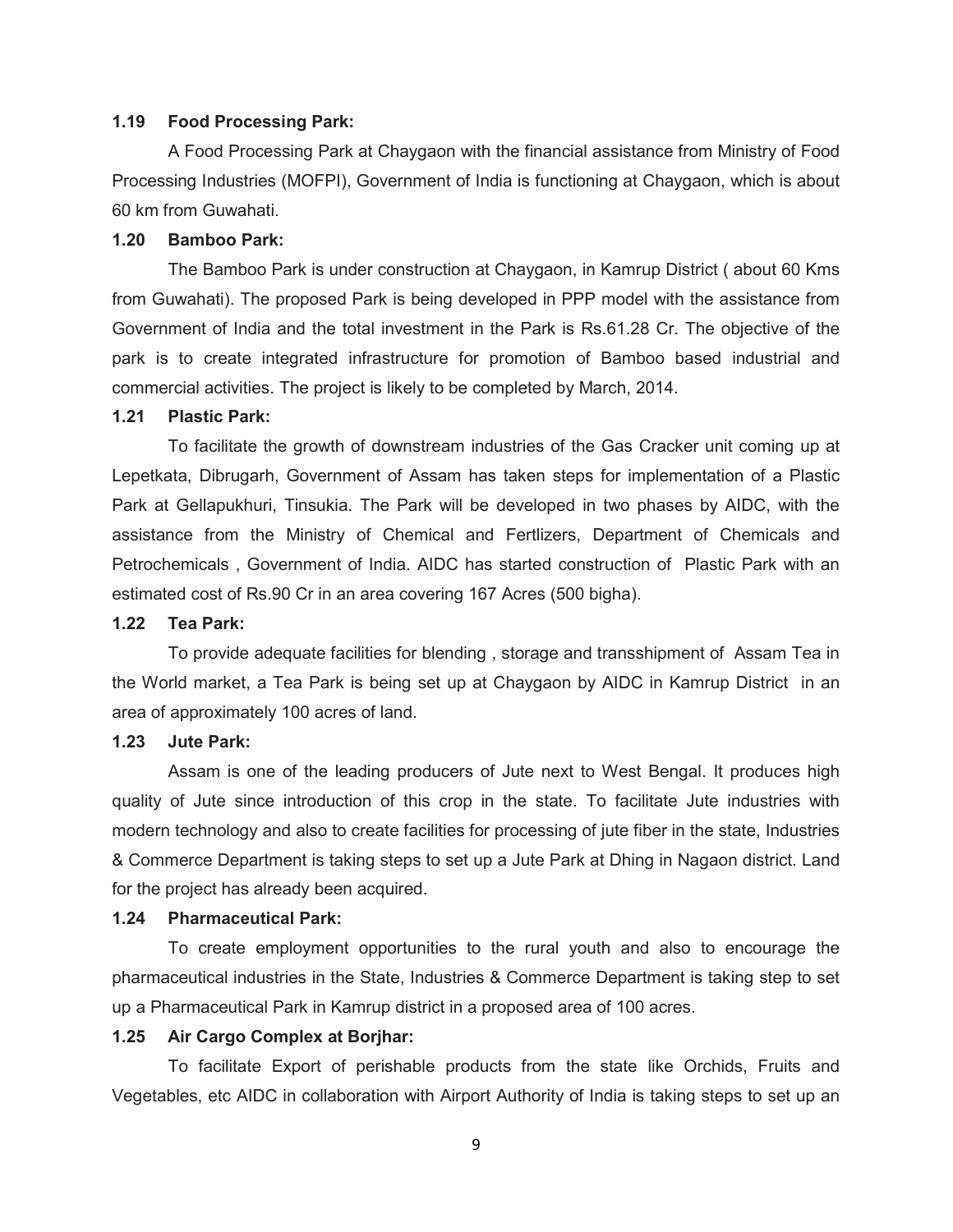### 1.19 Food Processing Park:

A Food Processing Park at Chaygaon with the financial assistance from Ministry of Food Processing Industries (MOFPI), Government of India is functioning at Chaygaon, which is about 60 km from Guwahati.

### 1.20 Bamboo Park:

The Bamboo Park is under construction at Chaygaon, in Kamrup District ( about 60 Kms from Guwahati). The proposed Park is being developed in PPP model with the assistance from Government of India and the total investment in the Park is Rs.61.28 Cr. The objective of the park is to create integrated infrastructure for promotion of Bamboo based industrial and commercial activities. The project is likely to be completed by March, 2014.

### 1.21 Plastic Park:

To facilitate the growth of downstream industries of the Gas Cracker unit coming up at Lepetkata, Dibrugarh, Government of Assam has taken steps for implementation of a Plastic Park at Gellapukhuri, Tinsukia. The Park will be developed in two phases by AIDC, with the assistance from the Ministry of Chemical and Fertlizers, Department of Chemicals and Petrochemicals , Government of India. AIDC has started construction of Plastic Park with an estimated cost of Rs.90 Cr in an area covering 167 Acres (500 bigha).

### 1.22 Tea Park:

To provide adequate facilities for blending , storage and transshipment of Assam Tea in the World market, a Tea Park is being set up at Chaygaon by AIDC in Kamrup District in an area of approximately 100 acres of land.

### 1.23 Jute Park:

Assam is one of the leading producers of Jute next to West Bengal. It produces high quality of Jute since introduction of this crop in the state. To facilitate Jute industries with modern technology and also to create facilities for processing of jute fiber in the state, Industries & Commerce Department is taking steps to set up a Jute Park at Dhing in Nagaon district. Land for the project has already been acquired.

### 1.24 Pharmaceutical Park:

To create employment opportunities to the rural youth and also to encourage the pharmaceutical industries in the State, Industries & Commerce Department is taking step to set up a Pharmaceutical Park in Kamrup district in a proposed area of 100 acres.

### 1.25 Air Cargo Complex at Borjhar:

To facilitate Export of perishable products from the state like Orchids, Fruits and Vegetables, etc AIDC in collaboration with Airport Authority of India is taking steps to set up an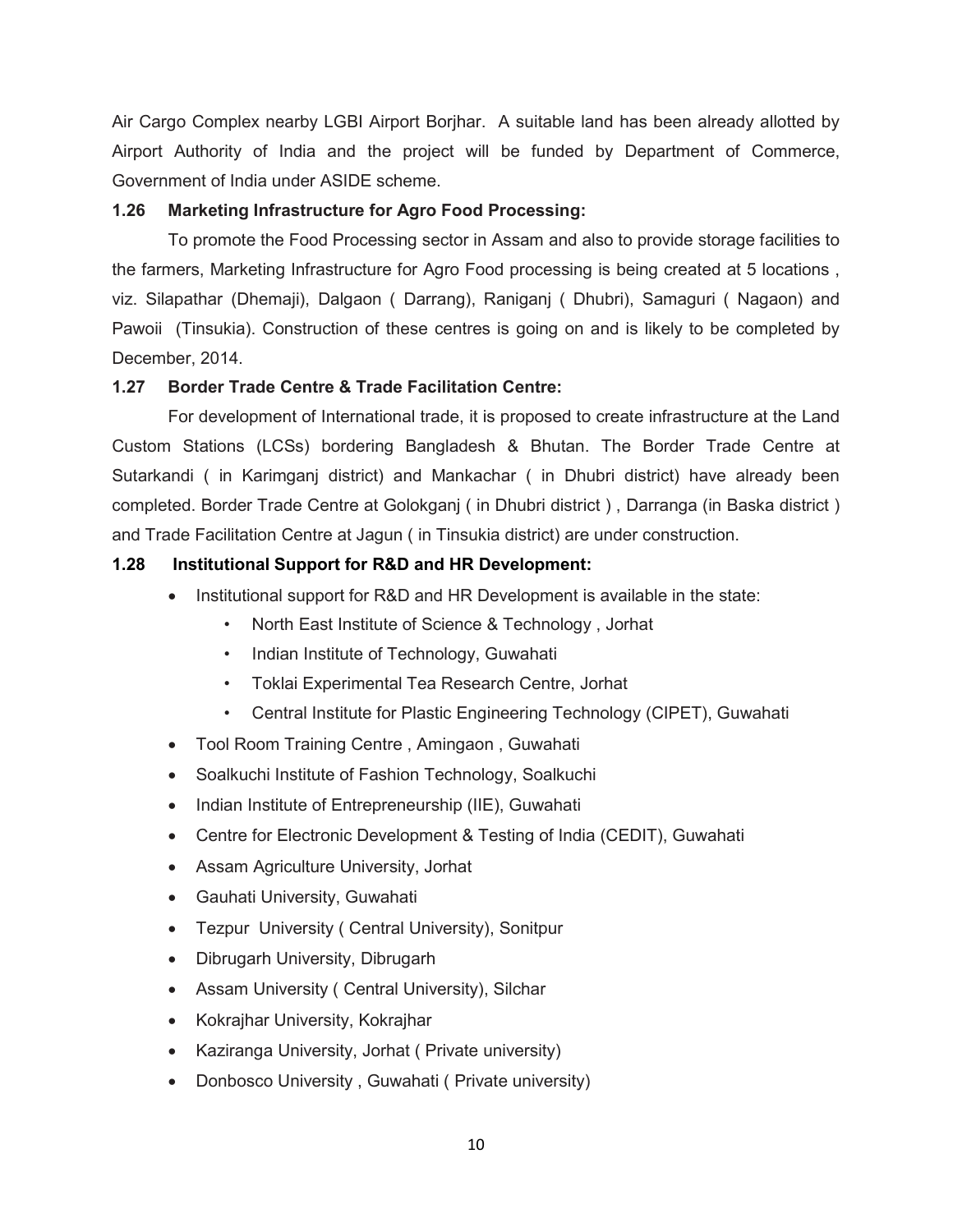Air Cargo Complex nearby LGBI Airport Borjhar. A suitable land has been already allotted by Airport Authority of India and the project will be funded by Department of Commerce, Government of India under ASIDE scheme.

**1.26 Marketing Infrastructure for Agro Food Processing:**

To promote the Food Processing sector in Assam and also to provide storage facilities to the farmers, Marketing Infrastructure for Agro Food processing is being created at 5 locations , viz. Silapathar (Dhemaji), Dalgaon ( Darrang), Raniganj ( Dhubri), Samaguri ( Nagaon) and Pawoii (Tinsukia). Construction of these centres is going on and is likely to be completed by December, 2014.

**1.27 Border Trade Centre & Trade Facilitation Centre:**

For development of International trade, it is proposed to create infrastructure at the Land Custom Stations (LCSs) bordering Bangladesh & Bhutan. The Border Trade Centre at Sutarkandi ( in Karimganj district) and Mankachar ( in Dhubri district) have already been completed. Border Trade Centre at Golokganj ( in Dhubri district ) , Darranga (in Baska district ) and Trade Facilitation Centre at Jagun ( in Tinsukia district) are under construction.

**1.28 Institutional Support for R&D and HR Development:**

- Institutional support for R&D and HR Development is available in the state:
  - North East Institute of Science & Technology , Jorhat
  - Indian Institute of Technology, Guwahati
  - Toklai Experimental Tea Research Centre, Jorhat
  - Central Institute for Plastic Engineering Technology (CIPET), Guwahati
- Tool Room Training Centre , Amingaon , Guwahati
- Soalkuchi Institute of Fashion Technology, Soalkuchi
- Indian Institute of Entrepreneurship (IIE), Guwahati
- Centre for Electronic Development & Testing of India (CEDIT), Guwahati
- Assam Agriculture University, Jorhat
- Gauhati University, Guwahati
- Tezpur University ( Central University), Sonitpur
- Dibrugarh University, Dibrugarh
- Assam University ( Central University), Silchar
- Kokrajhar University, Kokrajhar
- Kaziranga University, Jorhat ( Private university)
- Donbosco University , Guwahati ( Private university)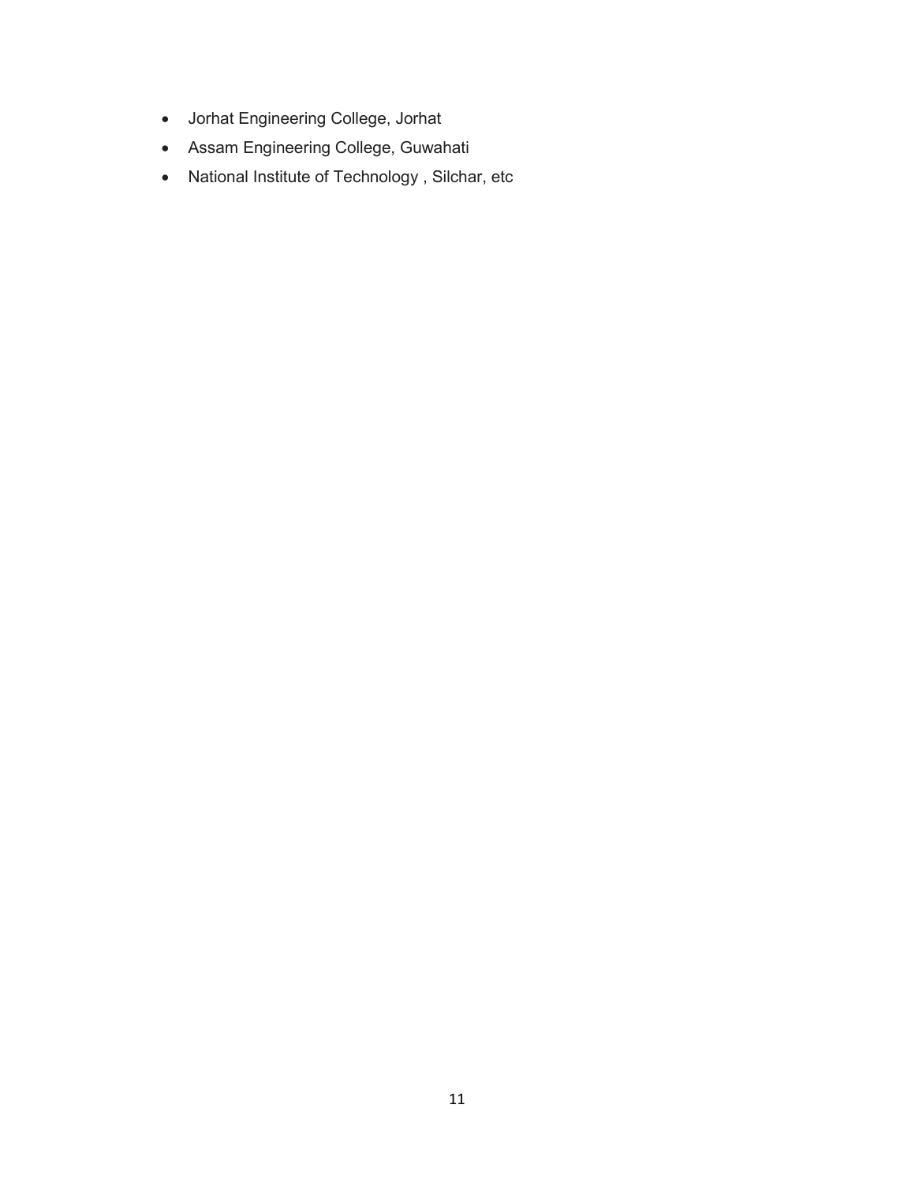- Jorhat Engineering College, Jorhat
- Assam Engineering College, Guwahati
- National Institute of Technology , Silchar, etc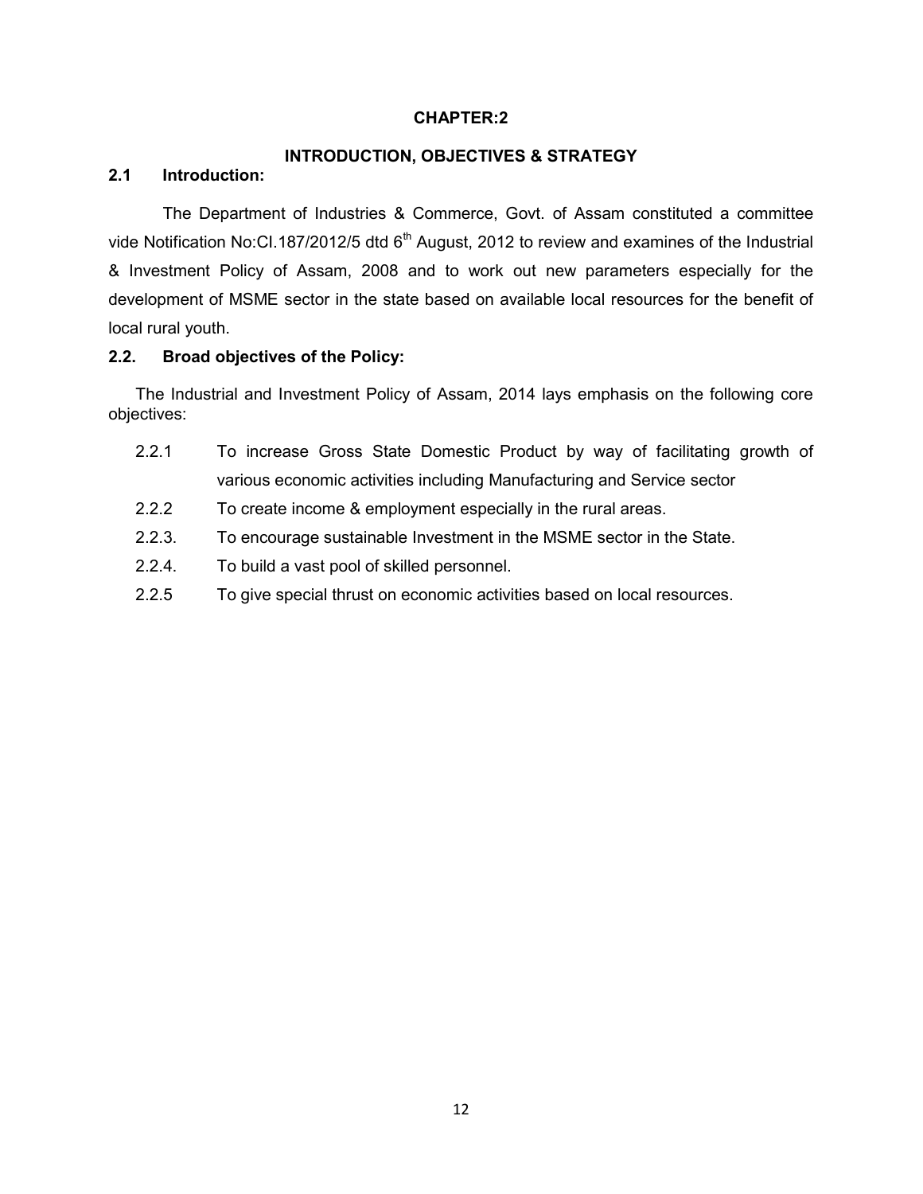# CHAPTER:2

## INTRODUCTION, OBJECTIVES & STRATEGY

### 2.1 Introduction:

The Department of Industries & Commerce, Govt. of Assam constituted a committee vide Notification No:CI.187/2012/5 dtd 6th August, 2012 to review and examines of the Industrial & Investment Policy of Assam, 2008 and to work out new parameters especially for the development of MSME sector in the state based on available local resources for the benefit of local rural youth.

### 2.2. Broad objectives of the Policy:

The Industrial and Investment Policy of Assam, 2014 lays emphasis on the following core objectives:

2.2.1 To increase Gross State Domestic Product by way of facilitating growth of various economic activities including Manufacturing and Service sector

2.2.2 To create income & employment especially in the rural areas.

2.2.3. To encourage sustainable Investment in the MSME sector in the State.

2.2.4. To build a vast pool of skilled personnel.

2.2.5 To give special thrust on economic activities based on local resources.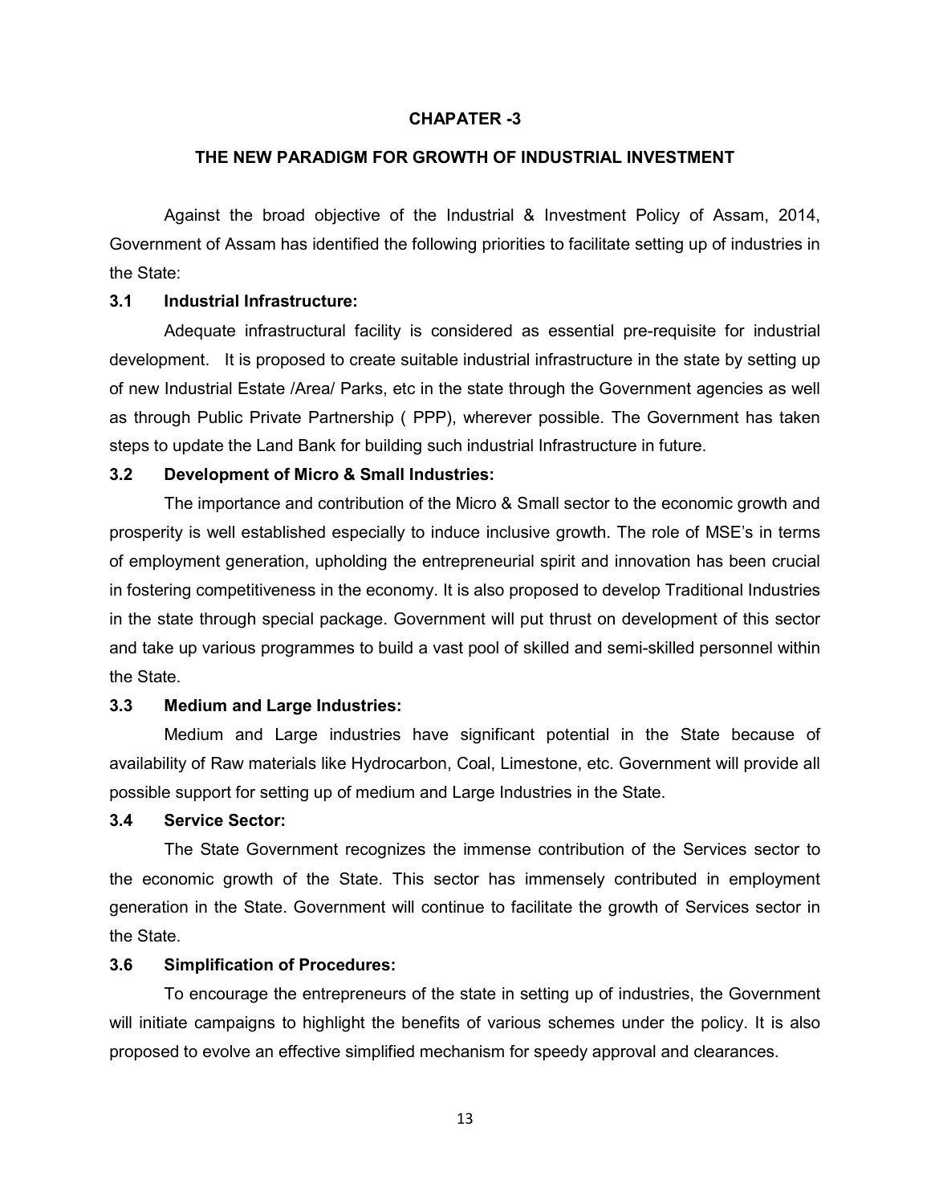# CHAPATER -3

## THE NEW PARADIGM FOR GROWTH OF INDUSTRIAL INVESTMENT

Against the broad objective of the Industrial & Investment Policy of Assam, 2014, Government of Assam has identified the following priorities to facilitate setting up of industries in the State:

### 3.1 Industrial Infrastructure:

Adequate infrastructural facility is considered as essential pre-requisite for industrial development. It is proposed to create suitable industrial infrastructure in the state by setting up of new Industrial Estate /Area/ Parks, etc in the state through the Government agencies as well as through Public Private Partnership ( PPP), wherever possible. The Government has taken steps to update the Land Bank for building such industrial Infrastructure in future.

### 3.2 Development of Micro & Small Industries:

The importance and contribution of the Micro & Small sector to the economic growth and prosperity is well established especially to induce inclusive growth. The role of MSE's in terms of employment generation, upholding the entrepreneurial spirit and innovation has been crucial in fostering competitiveness in the economy. It is also proposed to develop Traditional Industries in the state through special package. Government will put thrust on development of this sector and take up various programmes to build a vast pool of skilled and semi-skilled personnel within the State.

### 3.3 Medium and Large Industries:

Medium and Large industries have significant potential in the State because of availability of Raw materials like Hydrocarbon, Coal, Limestone, etc. Government will provide all possible support for setting up of medium and Large Industries in the State.

### 3.4 Service Sector:

The State Government recognizes the immense contribution of the Services sector to the economic growth of the State. This sector has immensely contributed in employment generation in the State. Government will continue to facilitate the growth of Services sector in the State.

### 3.6 Simplification of Procedures:

To encourage the entrepreneurs of the state in setting up of industries, the Government will initiate campaigns to highlight the benefits of various schemes under the policy. It is also proposed to evolve an effective simplified mechanism for speedy approval and clearances.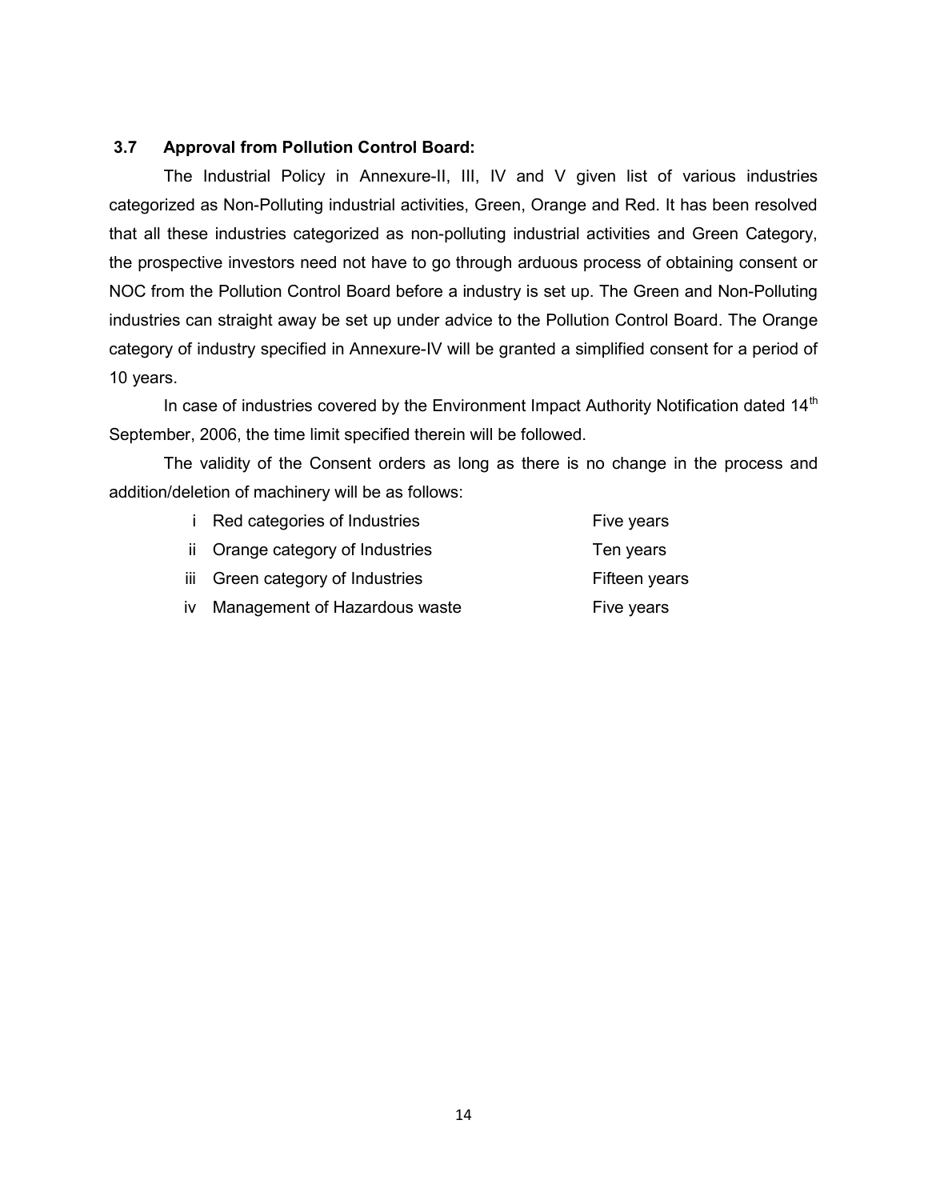### 3.7 Approval from Pollution Control Board:

The Industrial Policy in Annexure-II, III, IV and V given list of various industries categorized as Non-Polluting industrial activities, Green, Orange and Red. It has been resolved that all these industries categorized as non-polluting industrial activities and Green Category, the prospective investors need not have to go through arduous process of obtaining consent or NOC from the Pollution Control Board before a industry is set up. The Green and Non-Polluting industries can straight away be set up under advice to the Pollution Control Board. The Orange category of industry specified in Annexure-IV will be granted a simplified consent for a period of 10 years.

In case of industries covered by the Environment Impact Authority Notification dated 14th September, 2006, the time limit specified therein will be followed.

The validity of the Consent orders as long as there is no change in the process and addition/deletion of machinery will be as follows:

| | | |
|---|---|---|
| i | Red categories of Industries | Five years |
| ii | Orange category of Industries | Ten years |
| iii | Green category of Industries | Fifteen years |
| iv | Management of Hazardous waste | Five years |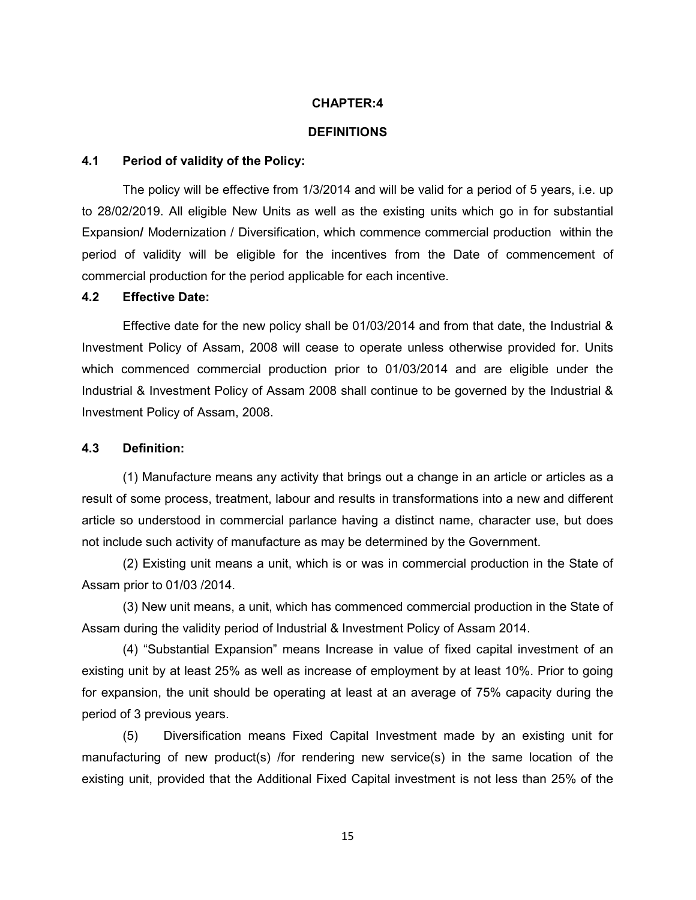## CHAPTER:4

## DEFINITIONS

### 4.1 Period of validity of the Policy:

The policy will be effective from 1/3/2014 and will be valid for a period of 5 years, i.e. up to 28/02/2019. All eligible New Units as well as the existing units which go in for substantial Expansion/ Modernization / Diversification, which commence commercial production within the period of validity will be eligible for the incentives from the Date of commencement of commercial production for the period applicable for each incentive.

### 4.2 Effective Date:

Effective date for the new policy shall be 01/03/2014 and from that date, the Industrial & Investment Policy of Assam, 2008 will cease to operate unless otherwise provided for. Units which commenced commercial production prior to 01/03/2014 and are eligible under the Industrial & Investment Policy of Assam 2008 shall continue to be governed by the Industrial & Investment Policy of Assam, 2008.

### 4.3 Definition:

(1) Manufacture means any activity that brings out a change in an article or articles as a result of some process, treatment, labour and results in transformations into a new and different article so understood in commercial parlance having a distinct name, character use, but does not include such activity of manufacture as may be determined by the Government.

(2) Existing unit means a unit, which is or was in commercial production in the State of Assam prior to 01/03 /2014.

(3) New unit means, a unit, which has commenced commercial production in the State of Assam during the validity period of Industrial & Investment Policy of Assam 2014.

(4) "Substantial Expansion" means Increase in value of fixed capital investment of an existing unit by at least 25% as well as increase of employment by at least 10%. Prior to going for expansion, the unit should be operating at least at an average of 75% capacity during the period of 3 previous years.

(5) Diversification means Fixed Capital Investment made by an existing unit for manufacturing of new product(s) /for rendering new service(s) in the same location of the existing unit, provided that the Additional Fixed Capital investment is not less than 25% of the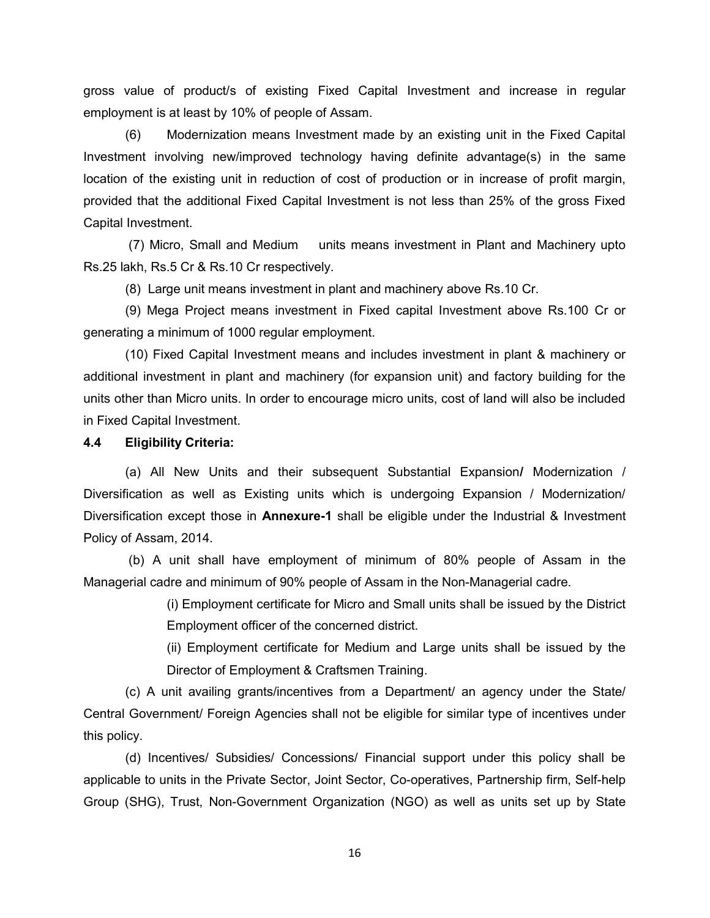gross value of product/s of existing Fixed Capital Investment and increase in regular employment is at least by 10% of people of Assam.

(6) Modernization means Investment made by an existing unit in the Fixed Capital Investment involving new/improved technology having definite advantage(s) in the same location of the existing unit in reduction of cost of production or in increase of profit margin, provided that the additional Fixed Capital Investment is not less than 25% of the gross Fixed Capital Investment.

(7) Micro, Small and Medium units means investment in Plant and Machinery upto Rs.25 lakh, Rs.5 Cr & Rs.10 Cr respectively.

(8) Large unit means investment in plant and machinery above Rs.10 Cr.

(9) Mega Project means investment in Fixed capital Investment above Rs.100 Cr or generating a minimum of 1000 regular employment.

(10) Fixed Capital Investment means and includes investment in plant & machinery or additional investment in plant and machinery (for expansion unit) and factory building for the units other than Micro units. In order to encourage micro units, cost of land will also be included in Fixed Capital Investment.

**4.4 Eligibility Criteria:**

(a) All New Units and their subsequent Substantial Expansion**/** Modernization / Diversification as well as Existing units which is undergoing Expansion / Modernization/ Diversification except those in **Annexure-1** shall be eligible under the Industrial & Investment Policy of Assam, 2014.

(b) A unit shall have employment of minimum of 80% people of Assam in the Managerial cadre and minimum of 90% people of Assam in the Non-Managerial cadre.

(i) Employment certificate for Micro and Small units shall be issued by the District Employment officer of the concerned district.

(ii) Employment certificate for Medium and Large units shall be issued by the Director of Employment & Craftsmen Training.

(c) A unit availing grants/incentives from a Department/ an agency under the State/ Central Government/ Foreign Agencies shall not be eligible for similar type of incentives under this policy.

(d) Incentives/ Subsidies/ Concessions/ Financial support under this policy shall be applicable to units in the Private Sector, Joint Sector, Co-operatives, Partnership firm, Self-help Group (SHG), Trust, Non-Government Organization (NGO) as well as units set up by State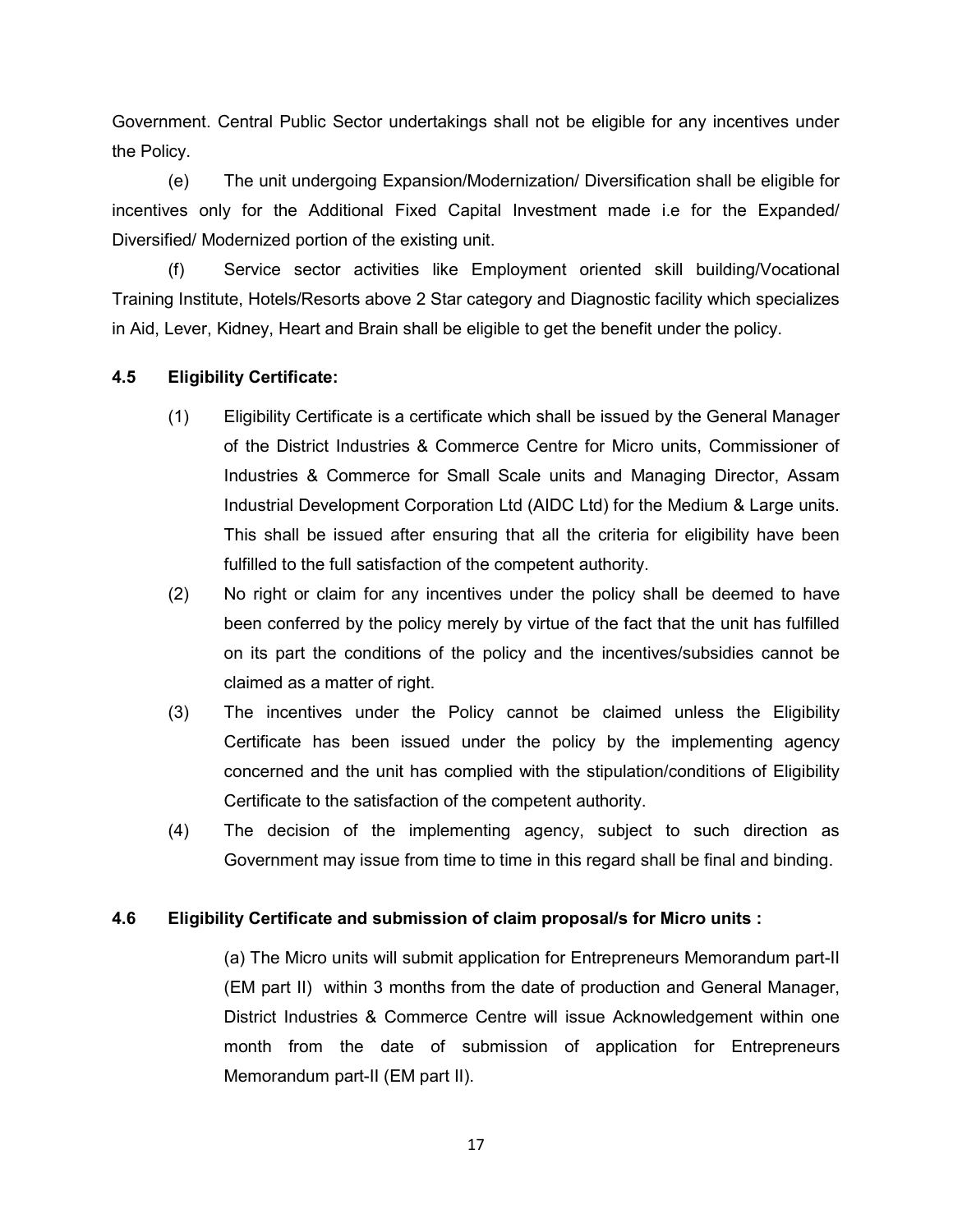Government. Central Public Sector undertakings shall not be eligible for any incentives under the Policy.

(e) The unit undergoing Expansion/Modernization/ Diversification shall be eligible for incentives only for the Additional Fixed Capital Investment made i.e for the Expanded/ Diversified/ Modernized portion of the existing unit.

(f) Service sector activities like Employment oriented skill building/Vocational Training Institute, Hotels/Resorts above 2 Star category and Diagnostic facility which specializes in Aid, Lever, Kidney, Heart and Brain shall be eligible to get the benefit under the policy.

**4.5 Eligibility Certificate:**

(1) Eligibility Certificate is a certificate which shall be issued by the General Manager of the District Industries & Commerce Centre for Micro units, Commissioner of Industries & Commerce for Small Scale units and Managing Director, Assam Industrial Development Corporation Ltd (AIDC Ltd) for the Medium & Large units. This shall be issued after ensuring that all the criteria for eligibility have been fulfilled to the full satisfaction of the competent authority.

(2) No right or claim for any incentives under the policy shall be deemed to have been conferred by the policy merely by virtue of the fact that the unit has fulfilled on its part the conditions of the policy and the incentives/subsidies cannot be claimed as a matter of right.

(3) The incentives under the Policy cannot be claimed unless the Eligibility Certificate has been issued under the policy by the implementing agency concerned and the unit has complied with the stipulation/conditions of Eligibility Certificate to the satisfaction of the competent authority.

(4) The decision of the implementing agency, subject to such direction as Government may issue from time to time in this regard shall be final and binding.

**4.6 Eligibility Certificate and submission of claim proposal/s for Micro units :**

(a) The Micro units will submit application for Entrepreneurs Memorandum part-II (EM part II) within 3 months from the date of production and General Manager, District Industries & Commerce Centre will issue Acknowledgement within one month from the date of submission of application for Entrepreneurs Memorandum part-II (EM part II).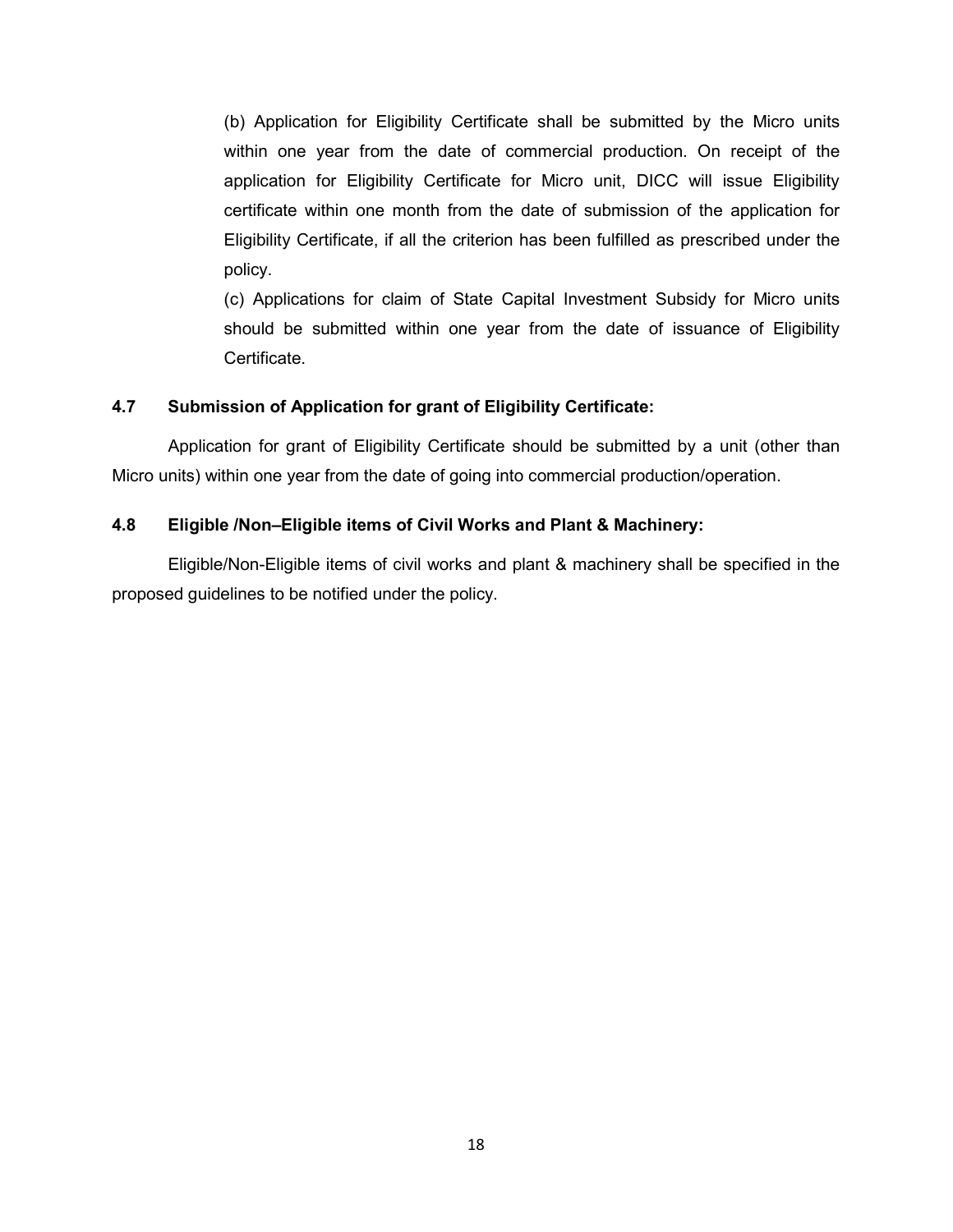(b) Application for Eligibility Certificate shall be submitted by the Micro units within one year from the date of commercial production. On receipt of the application for Eligibility Certificate for Micro unit, DICC will issue Eligibility certificate within one month from the date of submission of the application for Eligibility Certificate, if all the criterion has been fulfilled as prescribed under the policy.

(c) Applications for claim of State Capital Investment Subsidy for Micro units should be submitted within one year from the date of issuance of Eligibility Certificate.

### 4.7 Submission of Application for grant of Eligibility Certificate:

Application for grant of Eligibility Certificate should be submitted by a unit (other than Micro units) within one year from the date of going into commercial production/operation.

### 4.8 Eligible /Non–Eligible items of Civil Works and Plant & Machinery:

Eligible/Non-Eligible items of civil works and plant & machinery shall be specified in the proposed guidelines to be notified under the policy.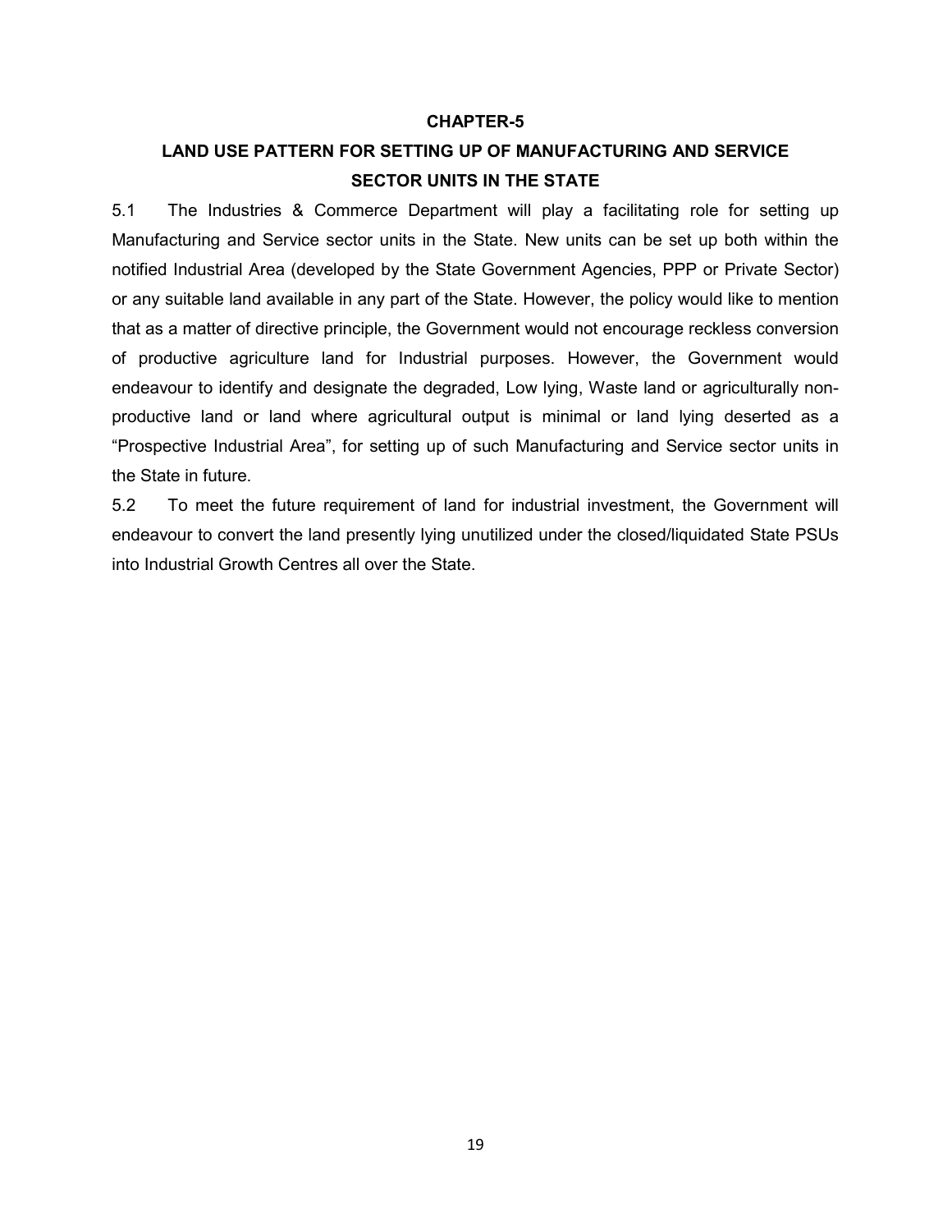# CHAPTER-5

## LAND USE PATTERN FOR SETTING UP OF MANUFACTURING AND SERVICE SECTOR UNITS IN THE STATE

5.1 The Industries & Commerce Department will play a facilitating role for setting up Manufacturing and Service sector units in the State. New units can be set up both within the notified Industrial Area (developed by the State Government Agencies, PPP or Private Sector) or any suitable land available in any part of the State. However, the policy would like to mention that as a matter of directive principle, the Government would not encourage reckless conversion of productive agriculture land for Industrial purposes. However, the Government would endeavour to identify and designate the degraded, Low lying, Waste land or agriculturally non-productive land or land where agricultural output is minimal or land lying deserted as a "Prospective Industrial Area", for setting up of such Manufacturing and Service sector units in the State in future.

5.2 To meet the future requirement of land for industrial investment, the Government will endeavour to convert the land presently lying unutilized under the closed/liquidated State PSUs into Industrial Growth Centres all over the State.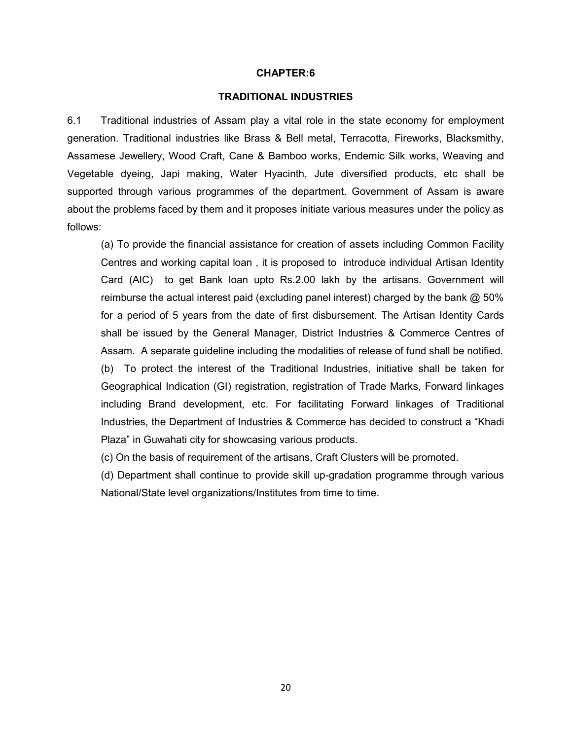# CHAPTER:6

## TRADITIONAL INDUSTRIES

6.1 Traditional industries of Assam play a vital role in the state economy for employment generation. Traditional industries like Brass & Bell metal, Terracotta, Fireworks, Blacksmithy, Assamese Jewellery, Wood Craft, Cane & Bamboo works, Endemic Silk works, Weaving and Vegetable dyeing, Japi making, Water Hyacinth, Jute diversified products, etc shall be supported through various programmes of the department. Government of Assam is aware about the problems faced by them and it proposes initiate various measures under the policy as follows:

(a) To provide the financial assistance for creation of assets including Common Facility Centres and working capital loan , it is proposed to introduce individual Artisan Identity Card (AIC) to get Bank loan upto Rs.2.00 lakh by the artisans. Government will reimburse the actual interest paid (excluding panel interest) charged by the bank @ 50% for a period of 5 years from the date of first disbursement. The Artisan Identity Cards shall be issued by the General Manager, District Industries & Commerce Centres of Assam. A separate guideline including the modalities of release of fund shall be notified.

(b) To protect the interest of the Traditional Industries, initiative shall be taken for Geographical Indication (GI) registration, registration of Trade Marks, Forward linkages including Brand development, etc. For facilitating Forward linkages of Traditional Industries, the Department of Industries & Commerce has decided to construct a "Khadi Plaza" in Guwahati city for showcasing various products.

(c) On the basis of requirement of the artisans, Craft Clusters will be promoted.

(d) Department shall continue to provide skill up-gradation programme through various National/State level organizations/Institutes from time to time.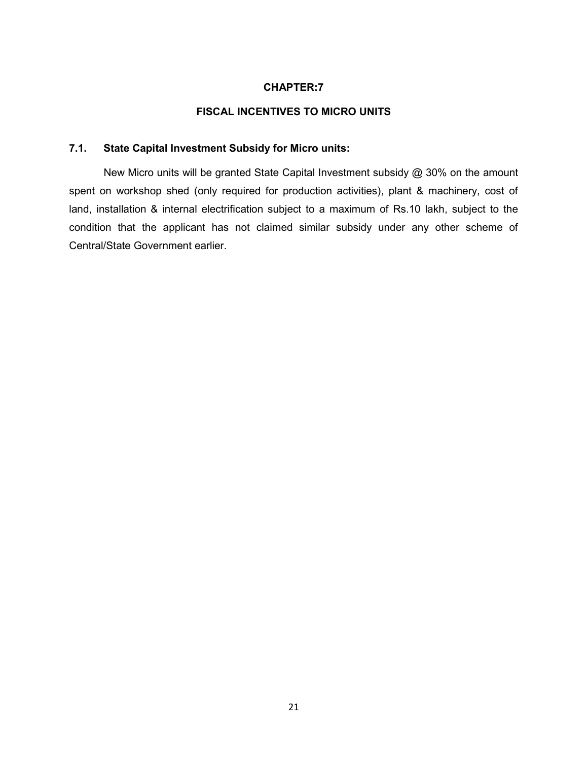# CHAPTER:7

## FISCAL INCENTIVES TO MICRO UNITS

### 7.1. State Capital Investment Subsidy for Micro units:

New Micro units will be granted State Capital Investment subsidy @ 30% on the amount spent on workshop shed (only required for production activities), plant & machinery, cost of land, installation & internal electrification subject to a maximum of Rs.10 lakh, subject to the condition that the applicant has not claimed similar subsidy under any other scheme of Central/State Government earlier.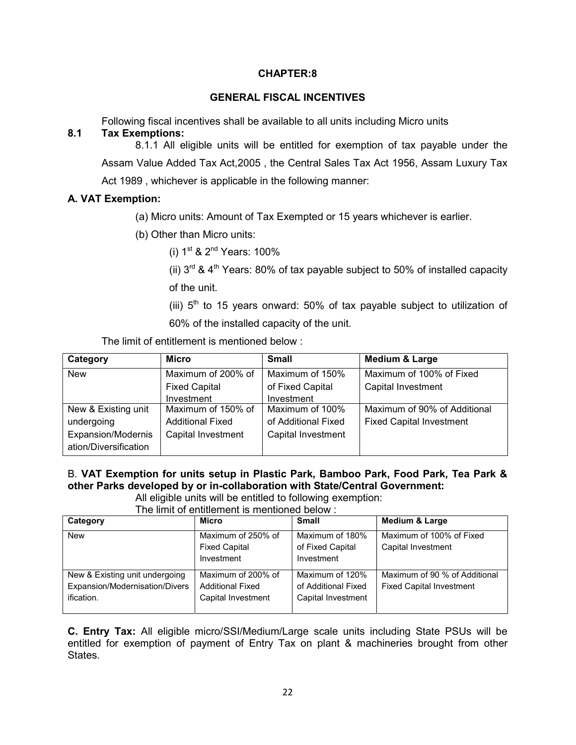# CHAPTER:8

## GENERAL FISCAL INCENTIVES

Following fiscal incentives shall be available to all units including Micro units

### 8.1 Tax Exemptions:

8.1.1 All eligible units will be entitled for exemption of tax payable under the Assam Value Added Tax Act,2005 , the Central Sales Tax Act 1956, Assam Luxury Tax Act 1989 , whichever is applicable in the following manner:

**A. VAT Exemption:**

(a) Micro units: Amount of Tax Exempted or 15 years whichever is earlier.

(b) Other than Micro units:

(i) 1st & 2nd Years: 100%

(ii) 3rd & 4th Years: 80% of tax payable subject to 50% of installed capacity of the unit.

(iii) 5th to 15 years onward: 50% of tax payable subject to utilization of 60% of the installed capacity of the unit.

The limit of entitlement is mentioned below :

| Category | Micro | Small | Medium & Large |
|---|---|---|---|
| New | Maximum of 200% of Fixed Capital Investment | Maximum of 150% of Fixed Capital Investment | Maximum of 100% of Fixed Capital Investment |
| New & Existing unit undergoing Expansion/Modernisation/Diversification | Maximum of 150% of Additional Fixed Capital Investment | Maximum of 100% of Additional Fixed Capital Investment | Maximum of 90% of Additional Fixed Capital Investment |

B. **VAT Exemption for units setup in Plastic Park, Bamboo Park, Food Park, Tea Park & other Parks developed by or in-collaboration with State/Central Government:**

All eligible units will be entitled to following exemption:

The limit of entitlement is mentioned below :

| Category | Micro | Small | Medium & Large |
|---|---|---|---|
| New | Maximum of 250% of Fixed Capital Investment | Maximum of 180% of Fixed Capital Investment | Maximum of 100% of Fixed Capital Investment |
| New & Existing unit undergoing Expansion/Modernisation/Diversification. | Maximum of 200% of Additional Fixed Capital Investment | Maximum of 120% of Additional Fixed Capital Investment | Maximum of 90 % of Additional Fixed Capital Investment |

**C. Entry Tax:** All eligible micro/SSI/Medium/Large scale units including State PSUs will be entitled for exemption of payment of Entry Tax on plant & machineries brought from other States.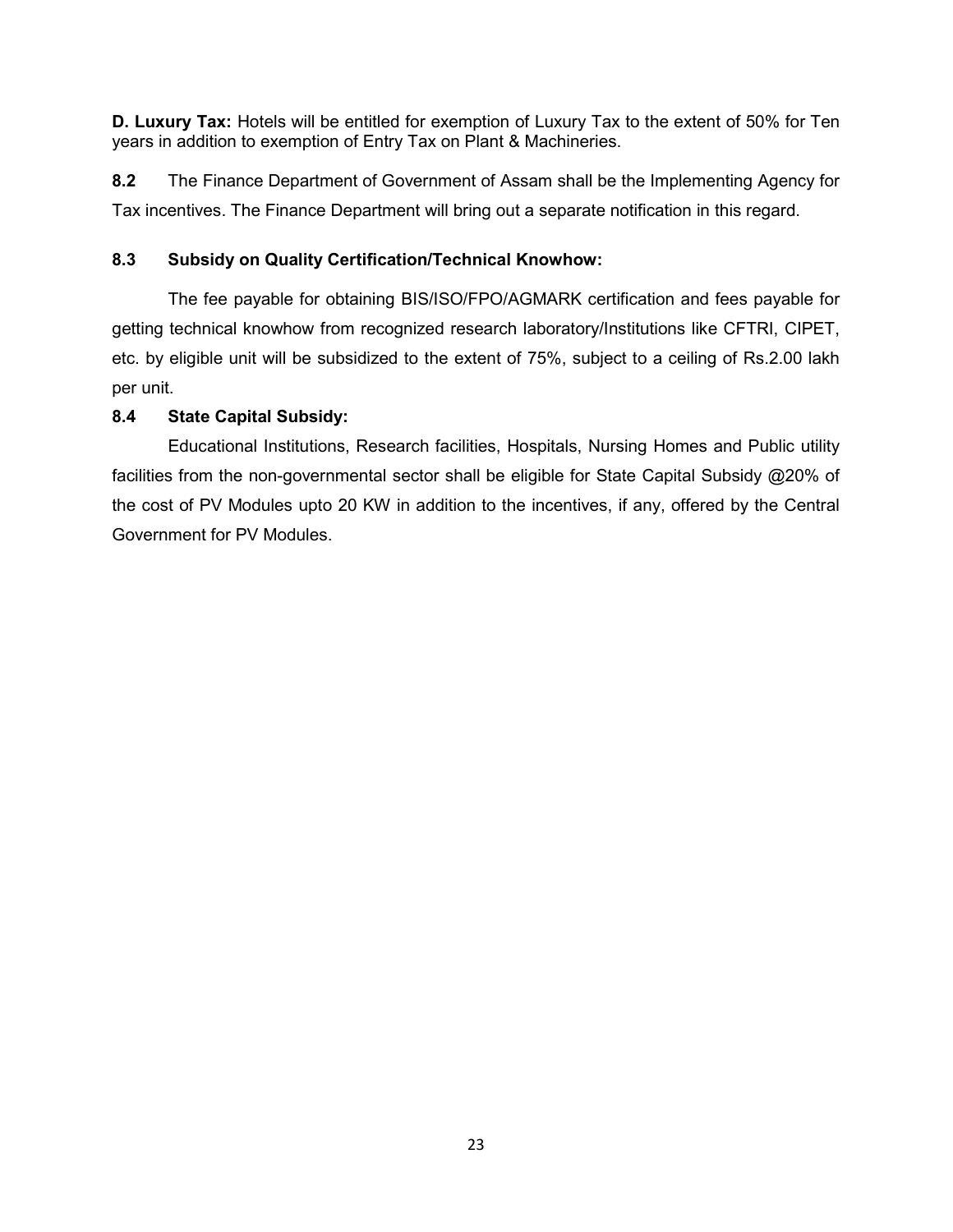**D. Luxury Tax:** Hotels will be entitled for exemption of Luxury Tax to the extent of 50% for Ten years in addition to exemption of Entry Tax on Plant & Machineries.

**8.2** The Finance Department of Government of Assam shall be the Implementing Agency for Tax incentives. The Finance Department will bring out a separate notification in this regard.

**8.3 Subsidy on Quality Certification/Technical Knowhow:**

The fee payable for obtaining BIS/ISO/FPO/AGMARK certification and fees payable for getting technical knowhow from recognized research laboratory/Institutions like CFTRI, CIPET, etc. by eligible unit will be subsidized to the extent of 75%, subject to a ceiling of Rs.2.00 lakh per unit.

**8.4 State Capital Subsidy:**

Educational Institutions, Research facilities, Hospitals, Nursing Homes and Public utility facilities from the non-governmental sector shall be eligible for State Capital Subsidy @20% of the cost of PV Modules upto 20 KW in addition to the incentives, if any, offered by the Central Government for PV Modules.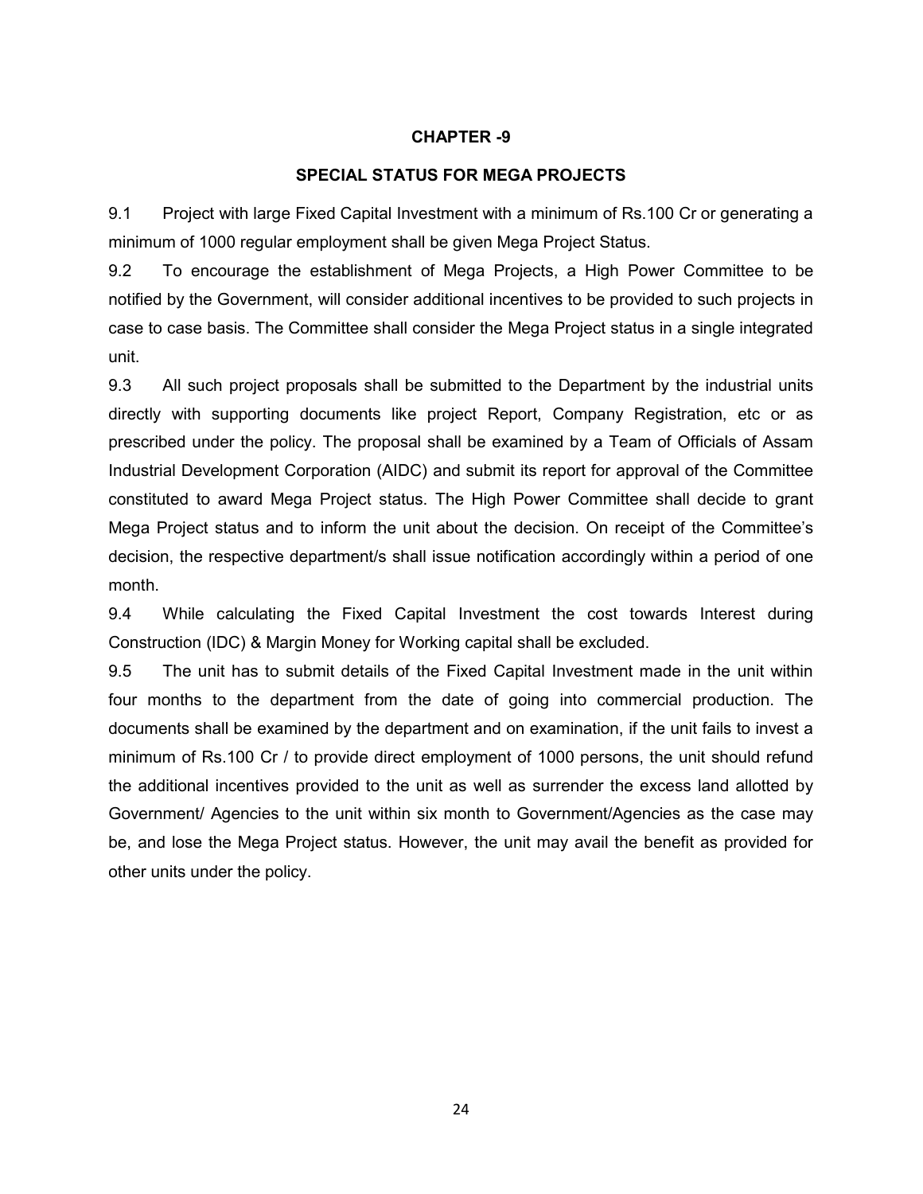# CHAPTER -9

## SPECIAL STATUS FOR MEGA PROJECTS

9.1 Project with large Fixed Capital Investment with a minimum of Rs.100 Cr or generating a minimum of 1000 regular employment shall be given Mega Project Status.

9.2 To encourage the establishment of Mega Projects, a High Power Committee to be notified by the Government, will consider additional incentives to be provided to such projects in case to case basis. The Committee shall consider the Mega Project status in a single integrated unit.

9.3 All such project proposals shall be submitted to the Department by the industrial units directly with supporting documents like project Report, Company Registration, etc or as prescribed under the policy. The proposal shall be examined by a Team of Officials of Assam Industrial Development Corporation (AIDC) and submit its report for approval of the Committee constituted to award Mega Project status. The High Power Committee shall decide to grant Mega Project status and to inform the unit about the decision. On receipt of the Committee's decision, the respective department/s shall issue notification accordingly within a period of one month.

9.4 While calculating the Fixed Capital Investment the cost towards Interest during Construction (IDC) & Margin Money for Working capital shall be excluded.

9.5 The unit has to submit details of the Fixed Capital Investment made in the unit within four months to the department from the date of going into commercial production. The documents shall be examined by the department and on examination, if the unit fails to invest a minimum of Rs.100 Cr / to provide direct employment of 1000 persons, the unit should refund the additional incentives provided to the unit as well as surrender the excess land allotted by Government/ Agencies to the unit within six month to Government/Agencies as the case may be, and lose the Mega Project status. However, the unit may avail the benefit as provided for other units under the policy.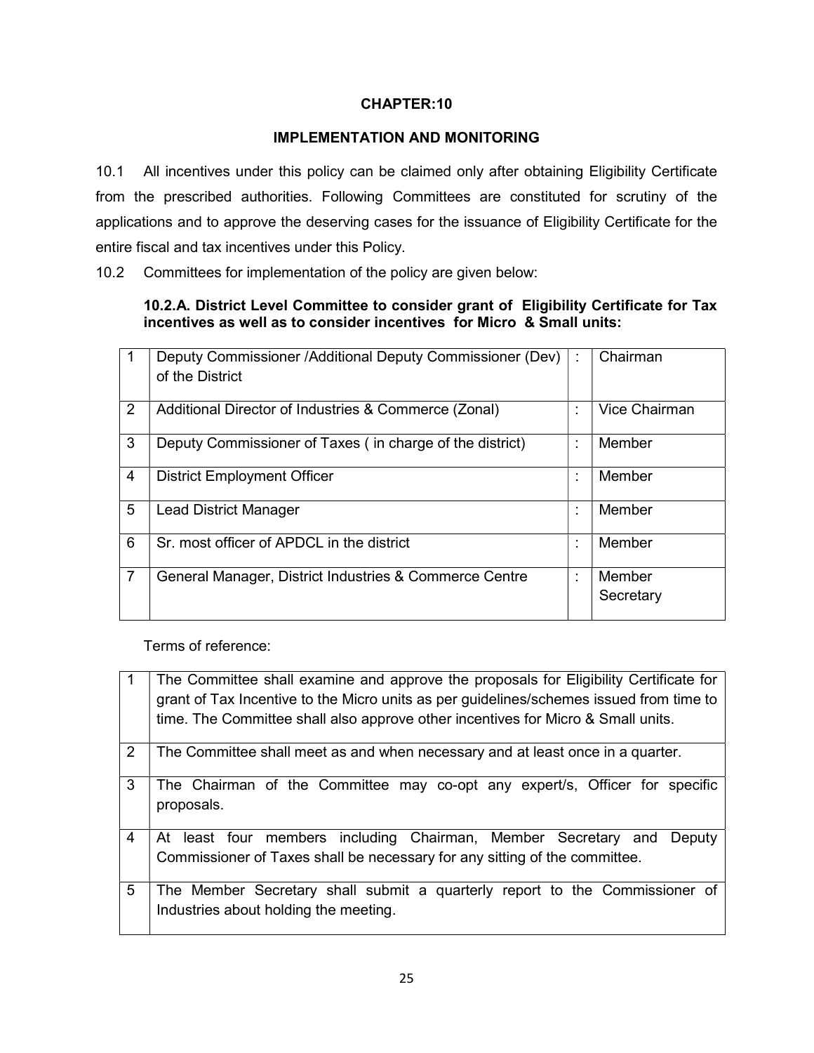# CHAPTER:10

## IMPLEMENTATION AND MONITORING

10.1 All incentives under this policy can be claimed only after obtaining Eligibility Certificate from the prescribed authorities. Following Committees are constituted for scrutiny of the applications and to approve the deserving cases for the issuance of Eligibility Certificate for the entire fiscal and tax incentives under this Policy.

10.2 Committees for implementation of the policy are given below:

### 10.2.A. District Level Committee to consider grant of Eligibility Certificate for Tax incentives as well as to consider incentives for Micro & Small units:

| | | | |
|---|---|---|---|
| 1 | Deputy Commissioner /Additional Deputy Commissioner (Dev) of the District | : | Chairman |
| 2 | Additional Director of Industries & Commerce (Zonal) | : | Vice Chairman |
| 3 | Deputy Commissioner of Taxes ( in charge of the district) | : | Member |
| 4 | District Employment Officer | : | Member |
| 5 | Lead District Manager | : | Member |
| 6 | Sr. most officer of APDCL in the district | : | Member |
| 7 | General Manager, District Industries & Commerce Centre | : | Member Secretary |

Terms of reference:

| | |
|---|---|
| 1 | The Committee shall examine and approve the proposals for Eligibility Certificate for grant of Tax Incentive to the Micro units as per guidelines/schemes issued from time to time. The Committee shall also approve other incentives for Micro & Small units. |
| 2 | The Committee shall meet as and when necessary and at least once in a quarter. |
| 3 | The Chairman of the Committee may co-opt any expert/s, Officer for specific proposals. |
| 4 | At least four members including Chairman, Member Secretary and Deputy Commissioner of Taxes shall be necessary for any sitting of the committee. |
| 5 | The Member Secretary shall submit a quarterly report to the Commissioner of Industries about holding the meeting. |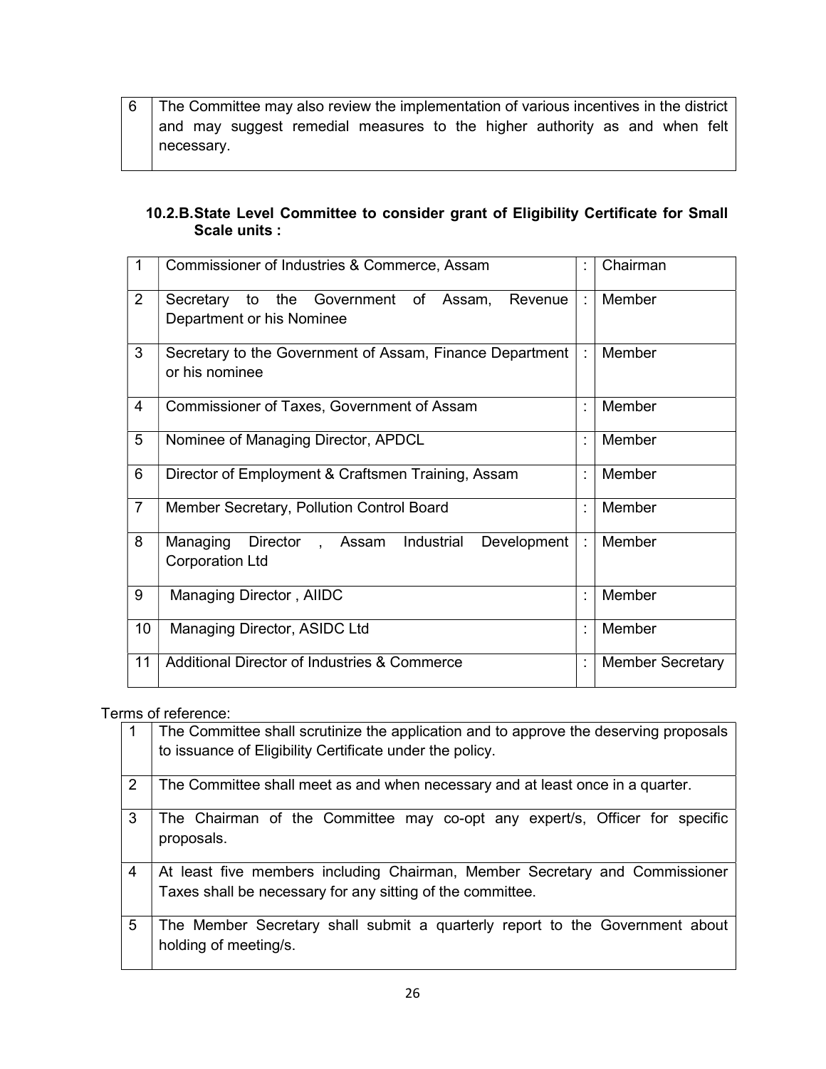| 6 | The Committee may also review the implementation of various incentives in the district and may suggest remedial measures to the higher authority as and when felt necessary. |
|---|---|

### 10.2.B. State Level Committee to consider grant of Eligibility Certificate for Small Scale units :

| 1 | Commissioner of Industries & Commerce, Assam | : | Chairman |
|---|---|---|---|
| 2 | Secretary to the Government of Assam, Revenue Department or his Nominee | : | Member |
| 3 | Secretary to the Government of Assam, Finance Department or his nominee | : | Member |
| 4 | Commissioner of Taxes, Government of Assam | : | Member |
| 5 | Nominee of Managing Director, APDCL | : | Member |
| 6 | Director of Employment & Craftsmen Training, Assam | : | Member |
| 7 | Member Secretary, Pollution Control Board | : | Member |
| 8 | Managing Director , Assam Industrial Development Corporation Ltd | : | Member |
| 9 | Managing Director , AIIDC | : | Member |
| 10 | Managing Director, ASIDC Ltd | : | Member |
| 11 | Additional Director of Industries & Commerce | : | Member Secretary |

Terms of reference:

| 1 | The Committee shall scrutinize the application and to approve the deserving proposals to issuance of Eligibility Certificate under the policy. |
|---|---|
| 2 | The Committee shall meet as and when necessary and at least once in a quarter. |
| 3 | The Chairman of the Committee may co-opt any expert/s, Officer for specific proposals. |
| 4 | At least five members including Chairman, Member Secretary and Commissioner Taxes shall be necessary for any sitting of the committee. |
| 5 | The Member Secretary shall submit a quarterly report to the Government about holding of meeting/s. |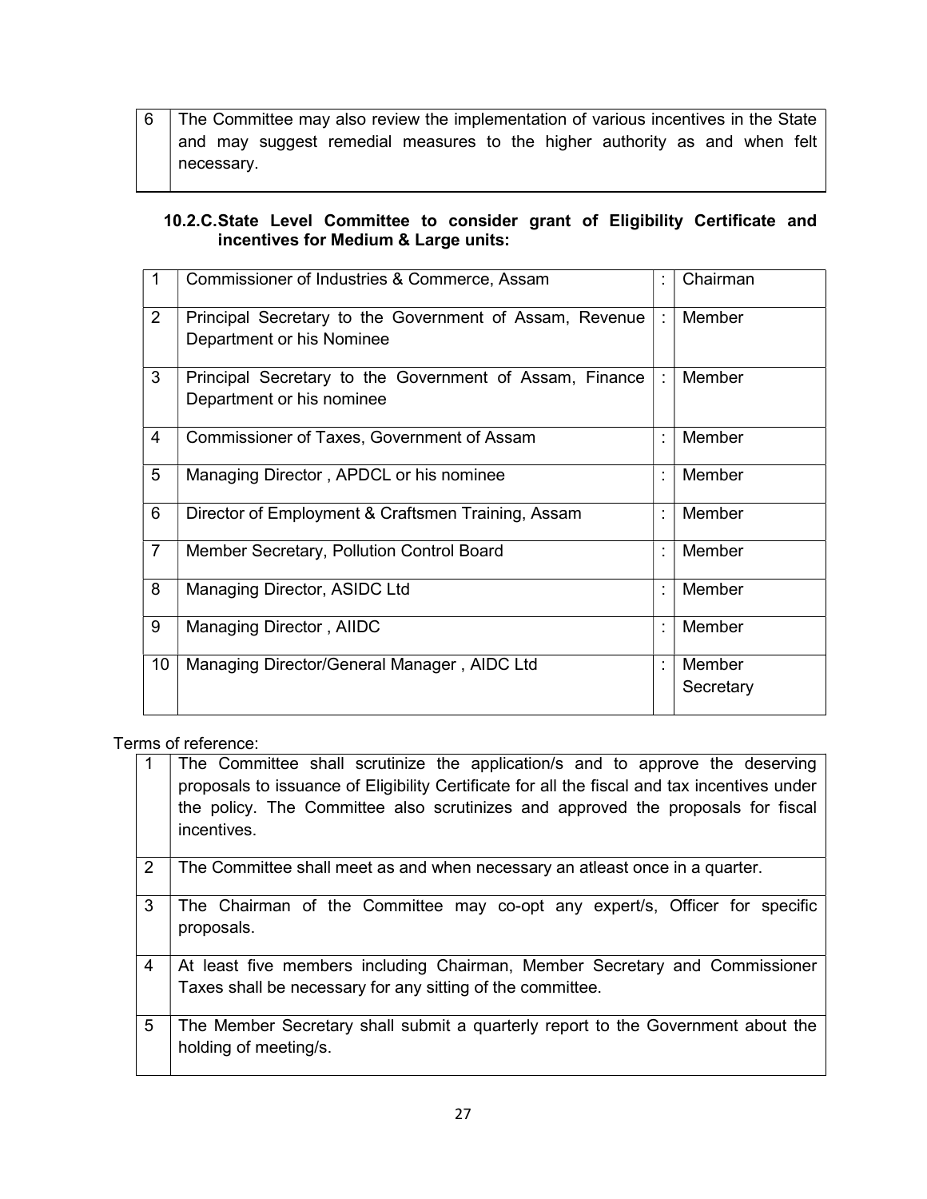| 6 | The Committee may also review the implementation of various incentives in the State and may suggest remedial measures to the higher authority as and when felt necessary. |
|---|---|

### 10.2.C. State Level Committee to consider grant of Eligibility Certificate and incentives for Medium & Large units:

| | | | |
|---|---|---|---|
| 1 | Commissioner of Industries & Commerce, Assam | : | Chairman |
| 2 | Principal Secretary to the Government of Assam, Revenue Department or his Nominee | : | Member |
| 3 | Principal Secretary to the Government of Assam, Finance Department or his nominee | : | Member |
| 4 | Commissioner of Taxes, Government of Assam | : | Member |
| 5 | Managing Director , APDCL or his nominee | : | Member |
| 6 | Director of Employment & Craftsmen Training, Assam | : | Member |
| 7 | Member Secretary, Pollution Control Board | : | Member |
| 8 | Managing Director, ASIDC Ltd | : | Member |
| 9 | Managing Director , AIIDC | : | Member |
| 10 | Managing Director/General Manager , AIDC Ltd | : | Member Secretary |

Terms of reference:

| | |
|---|---|
| 1 | The Committee shall scrutinize the application/s and to approve the deserving proposals to issuance of Eligibility Certificate for all the fiscal and tax incentives under the policy. The Committee also scrutinizes and approved the proposals for fiscal incentives. |
| 2 | The Committee shall meet as and when necessary an atleast once in a quarter. |
| 3 | The Chairman of the Committee may co-opt any expert/s, Officer for specific proposals. |
| 4 | At least five members including Chairman, Member Secretary and Commissioner Taxes shall be necessary for any sitting of the committee. |
| 5 | The Member Secretary shall submit a quarterly report to the Government about the holding of meeting/s. |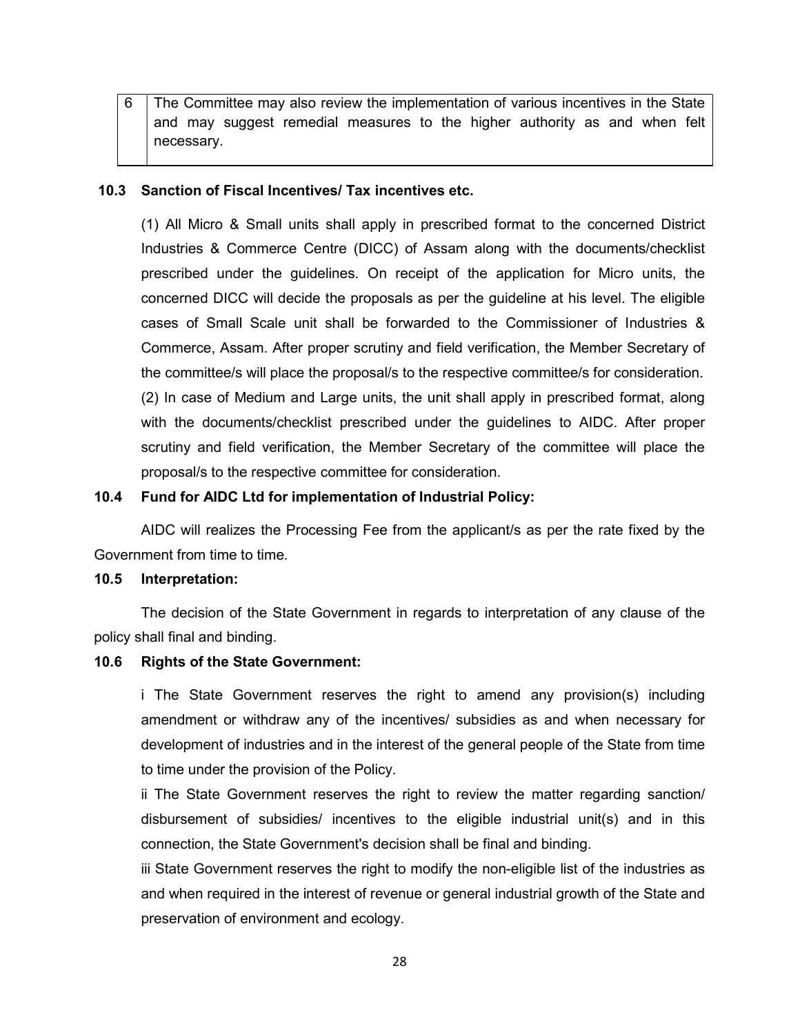| 6 | The Committee may also review the implementation of various incentives in the State and may suggest remedial measures to the higher authority as and when felt necessary. |
|---|---|

**10.3 Sanction of Fiscal Incentives/ Tax incentives etc.**

(1) All Micro & Small units shall apply in prescribed format to the concerned District Industries & Commerce Centre (DICC) of Assam along with the documents/checklist prescribed under the guidelines. On receipt of the application for Micro units, the concerned DICC will decide the proposals as per the guideline at his level. The eligible cases of Small Scale unit shall be forwarded to the Commissioner of Industries & Commerce, Assam. After proper scrutiny and field verification, the Member Secretary of the committee/s will place the proposal/s to the respective committee/s for consideration.

(2) In case of Medium and Large units, the unit shall apply in prescribed format, along with the documents/checklist prescribed under the guidelines to AIDC. After proper scrutiny and field verification, the Member Secretary of the committee will place the proposal/s to the respective committee for consideration.

**10.4 Fund for AIDC Ltd for implementation of Industrial Policy:**

AIDC will realizes the Processing Fee from the applicant/s as per the rate fixed by the Government from time to time.

**10.5 Interpretation:**

The decision of the State Government in regards to interpretation of any clause of the policy shall final and binding.

**10.6 Rights of the State Government:**

i The State Government reserves the right to amend any provision(s) including amendment or withdraw any of the incentives/ subsidies as and when necessary for development of industries and in the interest of the general people of the State from time to time under the provision of the Policy.

ii The State Government reserves the right to review the matter regarding sanction/ disbursement of subsidies/ incentives to the eligible industrial unit(s) and in this connection, the State Government's decision shall be final and binding.

iii State Government reserves the right to modify the non-eligible list of the industries as and when required in the interest of revenue or general industrial growth of the State and preservation of environment and ecology.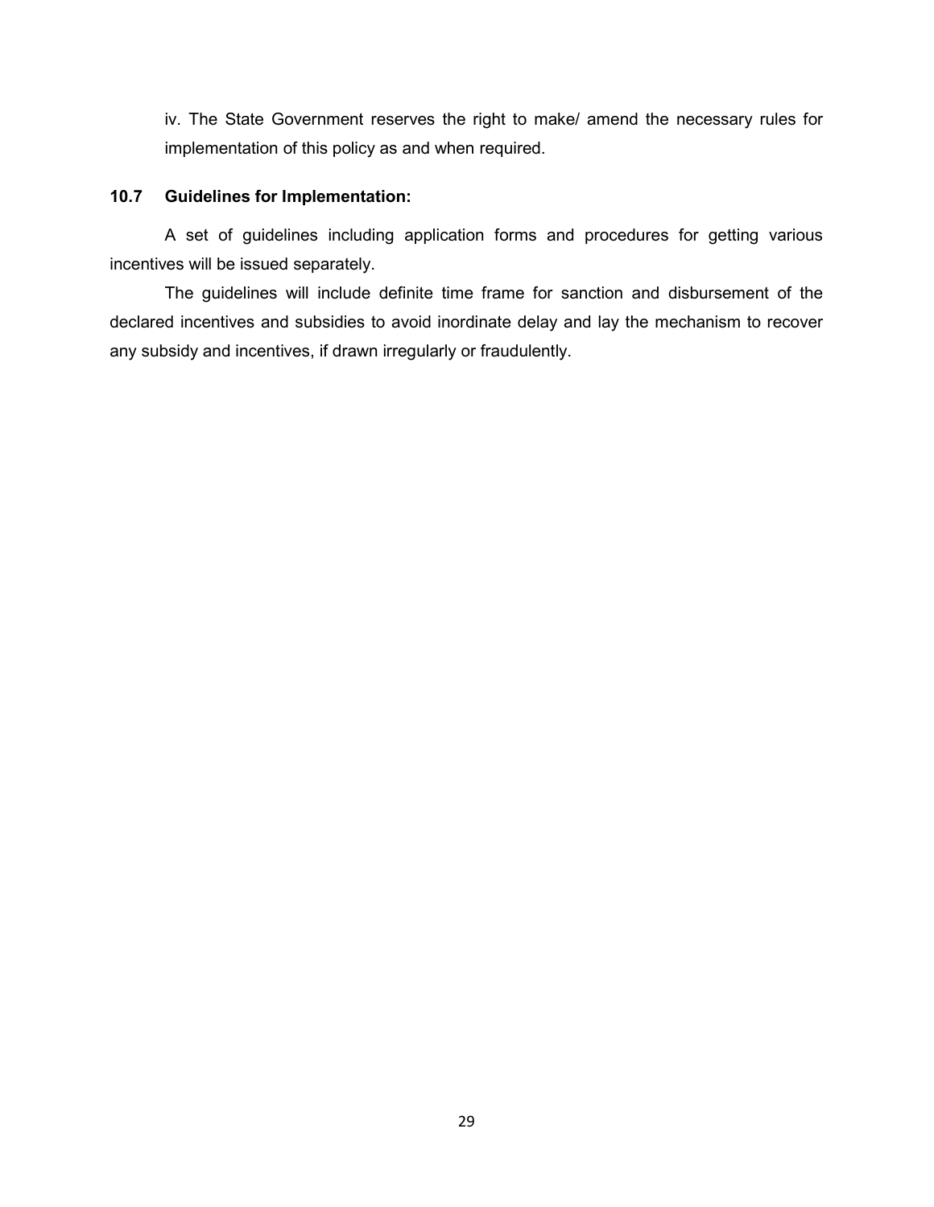iv. The State Government reserves the right to make/ amend the necessary rules for implementation of this policy as and when required.

### 10.7 Guidelines for Implementation:

A set of guidelines including application forms and procedures for getting various incentives will be issued separately.

The guidelines will include definite time frame for sanction and disbursement of the declared incentives and subsidies to avoid inordinate delay and lay the mechanism to recover any subsidy and incentives, if drawn irregularly or fraudulently.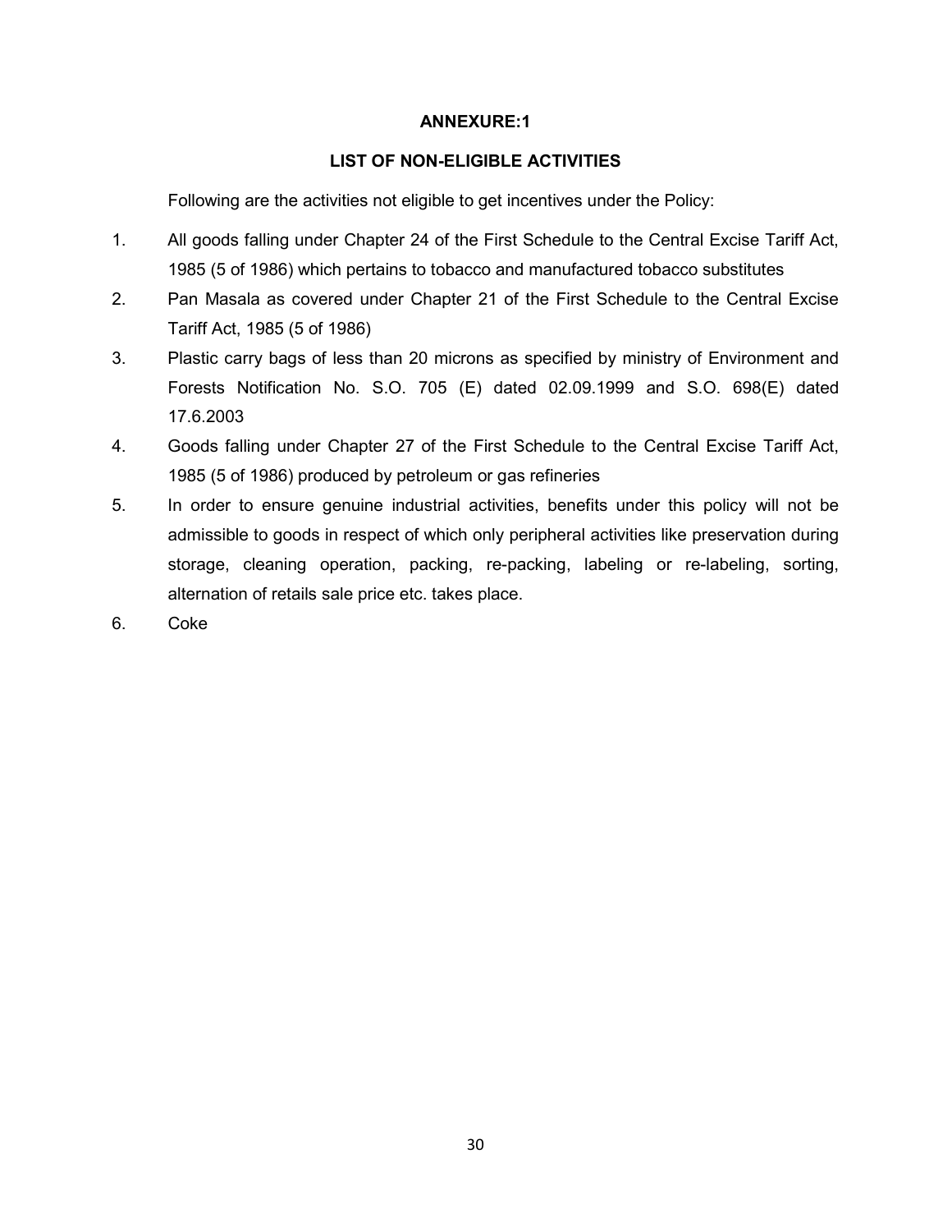## ANNEXURE:1

### LIST OF NON-ELIGIBLE ACTIVITIES

Following are the activities not eligible to get incentives under the Policy:

1. All goods falling under Chapter 24 of the First Schedule to the Central Excise Tariff Act, 1985 (5 of 1986) which pertains to tobacco and manufactured tobacco substitutes
2. Pan Masala as covered under Chapter 21 of the First Schedule to the Central Excise Tariff Act, 1985 (5 of 1986)
3. Plastic carry bags of less than 20 microns as specified by ministry of Environment and Forests Notification No. S.O. 705 (E) dated 02.09.1999 and S.O. 698(E) dated 17.6.2003
4. Goods falling under Chapter 27 of the First Schedule to the Central Excise Tariff Act, 1985 (5 of 1986) produced by petroleum or gas refineries
5. In order to ensure genuine industrial activities, benefits under this policy will not be admissible to goods in respect of which only peripheral activities like preservation during storage, cleaning operation, packing, re-packing, labeling or re-labeling, sorting, alternation of retails sale price etc. takes place.
6. Coke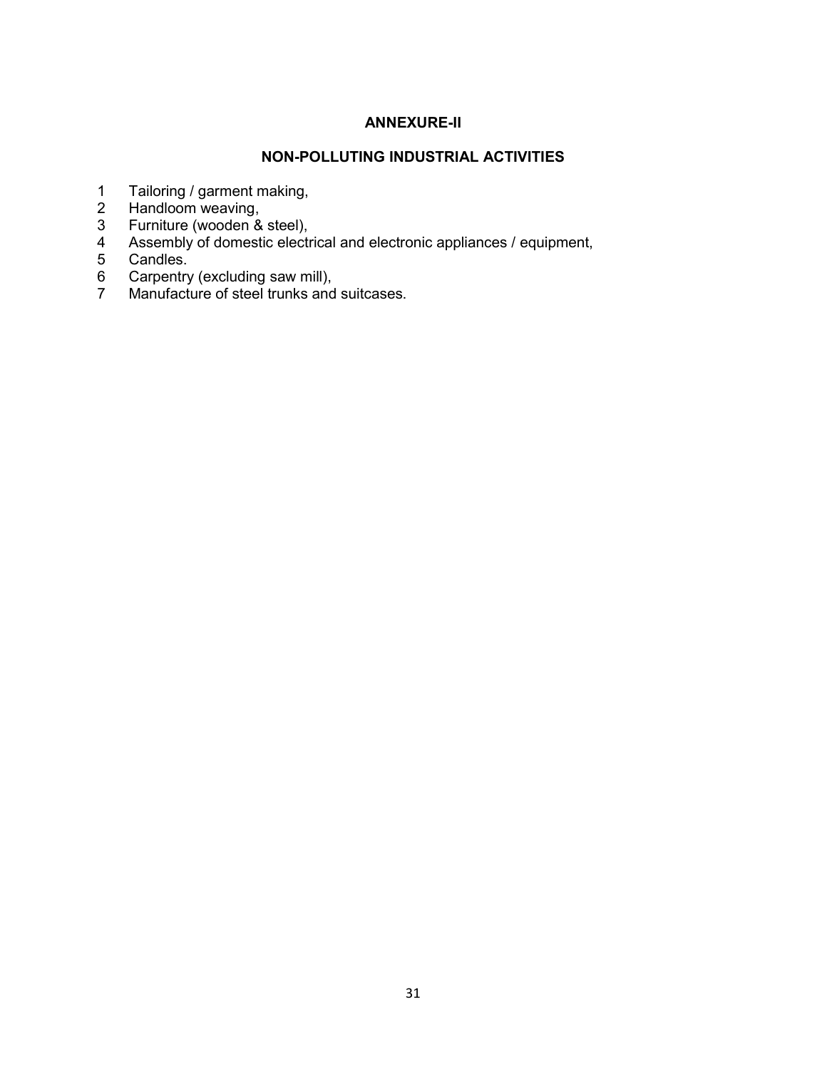## ANNEXURE-II

## NON-POLLUTING INDUSTRIAL ACTIVITIES

1. Tailoring / garment making,
2. Handloom weaving,
3. Furniture (wooden & steel),
4. Assembly of domestic electrical and electronic appliances / equipment,
5. Candles.
6. Carpentry (excluding saw mill),
7. Manufacture of steel trunks and suitcases.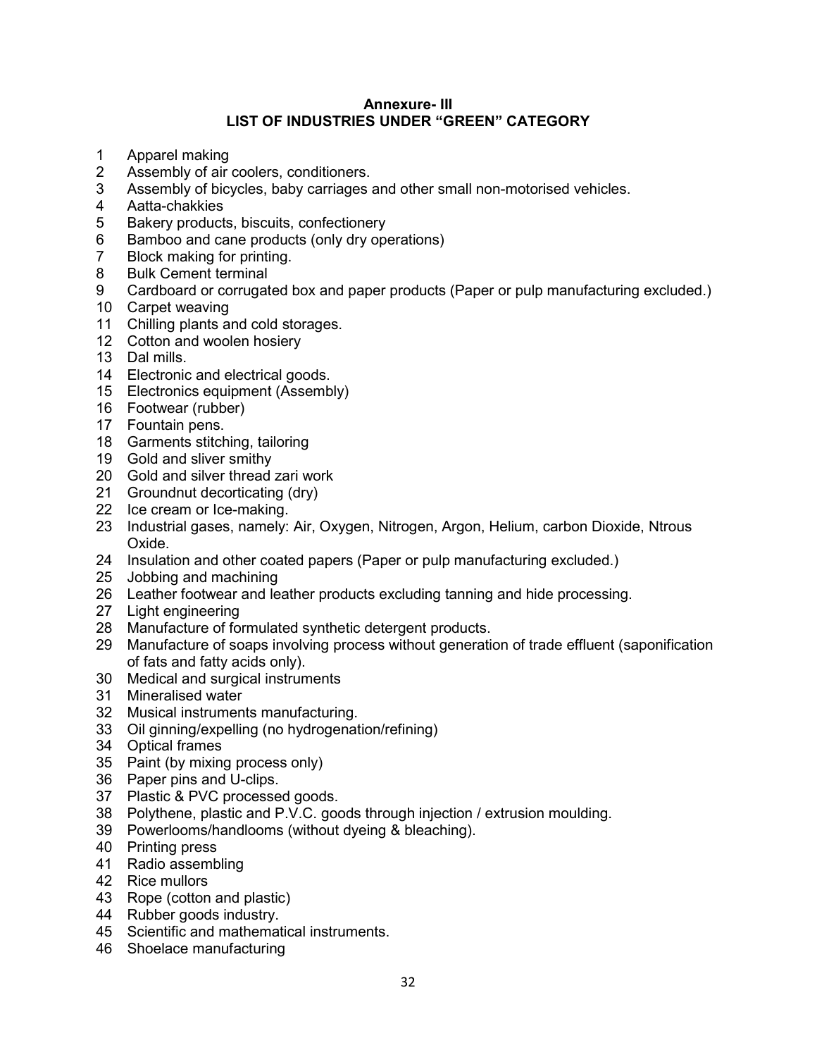**Annexure- III**

**LIST OF INDUSTRIES UNDER "GREEN" CATEGORY**

1. Apparel making
2. Assembly of air coolers, conditioners.
3. Assembly of bicycles, baby carriages and other small non-motorised vehicles.
4. Aatta-chakkies
5. Bakery products, biscuits, confectionery
6. Bamboo and cane products (only dry operations)
7. Block making for printing.
8. Bulk Cement terminal
9. Cardboard or corrugated box and paper products (Paper or pulp manufacturing excluded.)
10. Carpet weaving
11. Chilling plants and cold storages.
12. Cotton and woolen hosiery
13. Dal mills.
14. Electronic and electrical goods.
15. Electronics equipment (Assembly)
16. Footwear (rubber)
17. Fountain pens.
18. Garments stitching, tailoring
19. Gold and sliver smithy
20. Gold and silver thread zari work
21. Groundnut decorticating (dry)
22. Ice cream or Ice-making.
23. Industrial gases, namely: Air, Oxygen, Nitrogen, Argon, Helium, carbon Dioxide, Ntrous Oxide.
24. Insulation and other coated papers (Paper or pulp manufacturing excluded.)
25. Jobbing and machining
26. Leather footwear and leather products excluding tanning and hide processing.
27. Light engineering
28. Manufacture of formulated synthetic detergent products.
29. Manufacture of soaps involving process without generation of trade effluent (saponification of fats and fatty acids only).
30. Medical and surgical instruments
31. Mineralised water
32. Musical instruments manufacturing.
33. Oil ginning/expelling (no hydrogenation/refining)
34. Optical frames
35. Paint (by mixing process only)
36. Paper pins and U-clips.
37. Plastic & PVC processed goods.
38. Polythene, plastic and P.V.C. goods through injection / extrusion moulding.
39. Powerlooms/handlooms (without dyeing & bleaching).
40. Printing press
41. Radio assembling
42. Rice mullors
43. Rope (cotton and plastic)
44. Rubber goods industry.
45. Scientific and mathematical instruments.
46. Shoelace manufacturing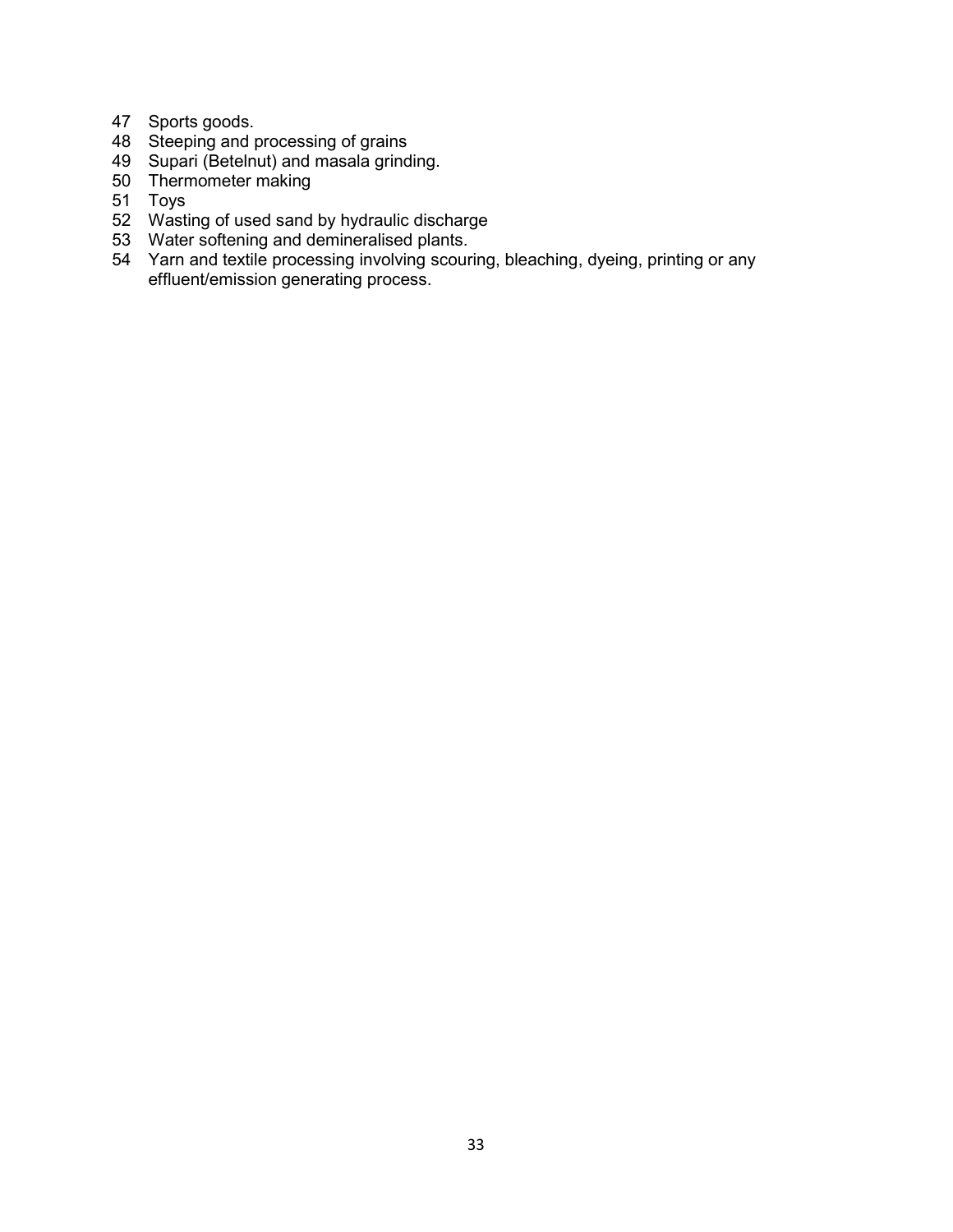47 Sports goods.
48 Steeping and processing of grains
49 Supari (Betelnut) and masala grinding.
50 Thermometer making
51 Toys
52 Wasting of used sand by hydraulic discharge
53 Water softening and demineralised plants.
54 Yarn and textile processing involving scouring, bleaching, dyeing, printing or any effluent/emission generating process.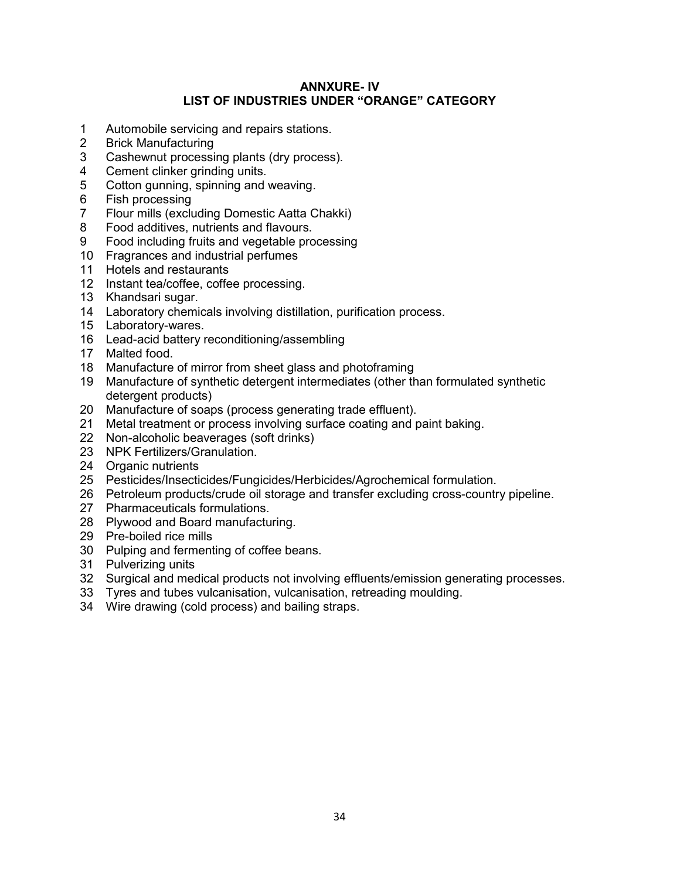## ANNXURE- IV
## LIST OF INDUSTRIES UNDER "ORANGE" CATEGORY

1. Automobile servicing and repairs stations.
2. Brick Manufacturing
3. Cashewnut processing plants (dry process).
4. Cement clinker grinding units.
5. Cotton gunning, spinning and weaving.
6. Fish processing
7. Flour mills (excluding Domestic Aatta Chakki)
8. Food additives, nutrients and flavours.
9. Food including fruits and vegetable processing
10. Fragrances and industrial perfumes
11. Hotels and restaurants
12. Instant tea/coffee, coffee processing.
13. Khandsari sugar.
14. Laboratory chemicals involving distillation, purification process.
15. Laboratory-wares.
16. Lead-acid battery reconditioning/assembling
17. Malted food.
18. Manufacture of mirror from sheet glass and photoframing
19. Manufacture of synthetic detergent intermediates (other than formulated synthetic detergent products)
20. Manufacture of soaps (process generating trade effluent).
21. Metal treatment or process involving surface coating and paint baking.
22. Non-alcoholic beaverages (soft drinks)
23. NPK Fertilizers/Granulation.
24. Organic nutrients
25. Pesticides/Insecticides/Fungicides/Herbicides/Agrochemical formulation.
26. Petroleum products/crude oil storage and transfer excluding cross-country pipeline.
27. Pharmaceuticals formulations.
28. Plywood and Board manufacturing.
29. Pre-boiled rice mills
30. Pulping and fermenting of coffee beans.
31. Pulverizing units
32. Surgical and medical products not involving effluents/emission generating processes.
33. Tyres and tubes vulcanisation, vulcanisation, retreading moulding.
34. Wire drawing (cold process) and bailing straps.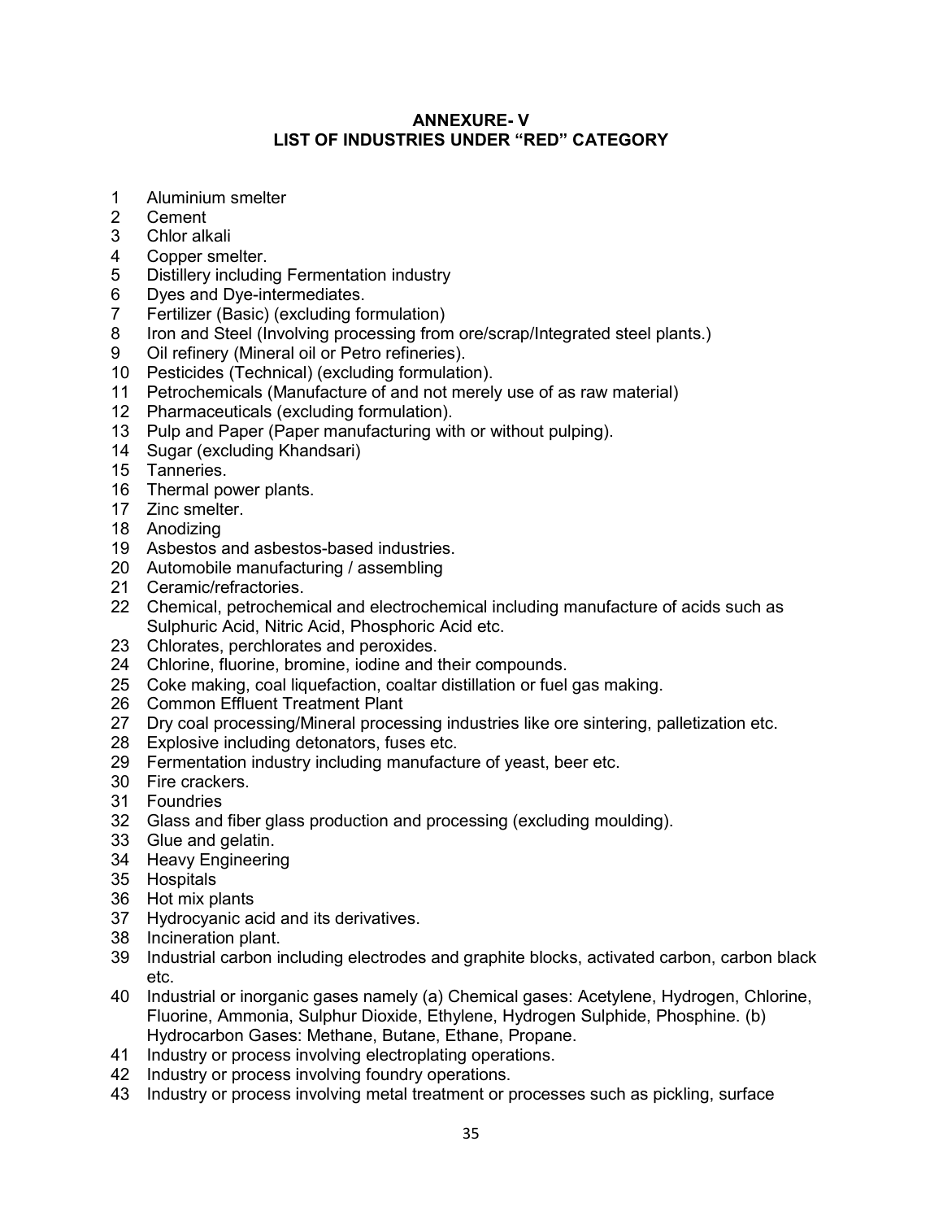**ANNEXURE- V**
**LIST OF INDUSTRIES UNDER "RED" CATEGORY**

1. Aluminium smelter
2. Cement
3. Chlor alkali
4. Copper smelter.
5. Distillery including Fermentation industry
6. Dyes and Dye-intermediates.
7. Fertilizer (Basic) (excluding formulation)
8. Iron and Steel (Involving processing from ore/scrap/Integrated steel plants.)
9. Oil refinery (Mineral oil or Petro refineries).
10. Pesticides (Technical) (excluding formulation).
11. Petrochemicals (Manufacture of and not merely use of as raw material)
12. Pharmaceuticals (excluding formulation).
13. Pulp and Paper (Paper manufacturing with or without pulping).
14. Sugar (excluding Khandsari)
15. Tanneries.
16. Thermal power plants.
17. Zinc smelter.
18. Anodizing
19. Asbestos and asbestos-based industries.
20. Automobile manufacturing / assembling
21. Ceramic/refractories.
22. Chemical, petrochemical and electrochemical including manufacture of acids such as Sulphuric Acid, Nitric Acid, Phosphoric Acid etc.
23. Chlorates, perchlorates and peroxides.
24. Chlorine, fluorine, bromine, iodine and their compounds.
25. Coke making, coal liquefaction, coaltar distillation or fuel gas making.
26. Common Effluent Treatment Plant
27. Dry coal processing/Mineral processing industries like ore sintering, palletization etc.
28. Explosive including detonators, fuses etc.
29. Fermentation industry including manufacture of yeast, beer etc.
30. Fire crackers.
31. Foundries
32. Glass and fiber glass production and processing (excluding moulding).
33. Glue and gelatin.
34. Heavy Engineering
35. Hospitals
36. Hot mix plants
37. Hydrocyanic acid and its derivatives.
38. Incineration plant.
39. Industrial carbon including electrodes and graphite blocks, activated carbon, carbon black etc.
40. Industrial or inorganic gases namely (a) Chemical gases: Acetylene, Hydrogen, Chlorine, Fluorine, Ammonia, Sulphur Dioxide, Ethylene, Hydrogen Sulphide, Phosphine. (b) Hydrocarbon Gases: Methane, Butane, Ethane, Propane.
41. Industry or process involving electroplating operations.
42. Industry or process involving foundry operations.
43. Industry or process involving metal treatment or processes such as pickling, surface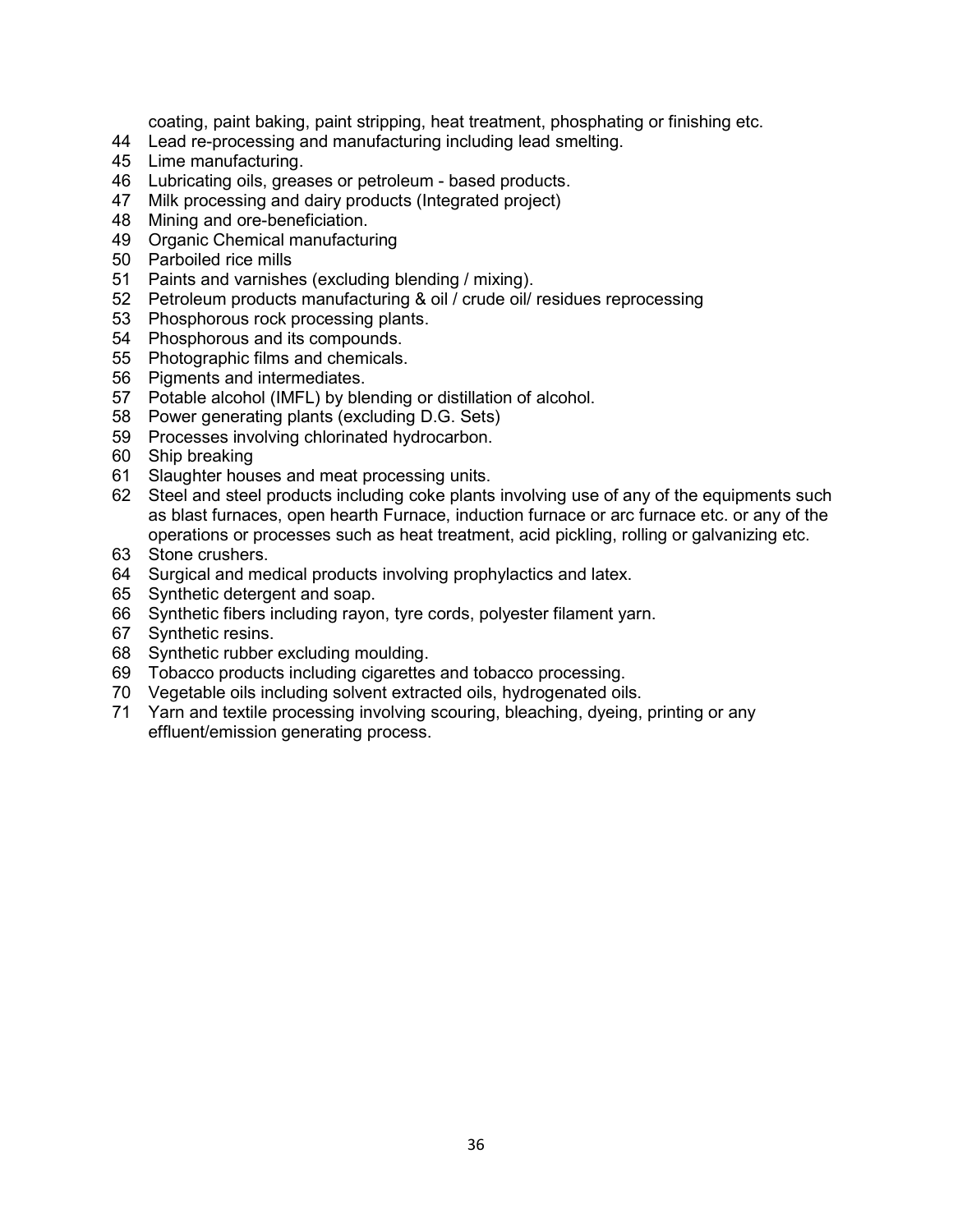coating, paint baking, paint stripping, heat treatment, phosphating or finishing etc.

44 Lead re-processing and manufacturing including lead smelting.
45 Lime manufacturing.
46 Lubricating oils, greases or petroleum - based products.
47 Milk processing and dairy products (Integrated project)
48 Mining and ore-beneficiation.
49 Organic Chemical manufacturing
50 Parboiled rice mills
51 Paints and varnishes (excluding blending / mixing).
52 Petroleum products manufacturing & oil / crude oil/ residues reprocessing
53 Phosphorous rock processing plants.
54 Phosphorous and its compounds.
55 Photographic films and chemicals.
56 Pigments and intermediates.
57 Potable alcohol (IMFL) by blending or distillation of alcohol.
58 Power generating plants (excluding D.G. Sets)
59 Processes involving chlorinated hydrocarbon.
60 Ship breaking
61 Slaughter houses and meat processing units.
62 Steel and steel products including coke plants involving use of any of the equipments such as blast furnaces, open hearth Furnace, induction furnace or arc furnace etc. or any of the operations or processes such as heat treatment, acid pickling, rolling or galvanizing etc.
63 Stone crushers.
64 Surgical and medical products involving prophylactics and latex.
65 Synthetic detergent and soap.
66 Synthetic fibers including rayon, tyre cords, polyester filament yarn.
67 Synthetic resins.
68 Synthetic rubber excluding moulding.
69 Tobacco products including cigarettes and tobacco processing.
70 Vegetable oils including solvent extracted oils, hydrogenated oils.
71 Yarn and textile processing involving scouring, bleaching, dyeing, printing or any effluent/emission generating process.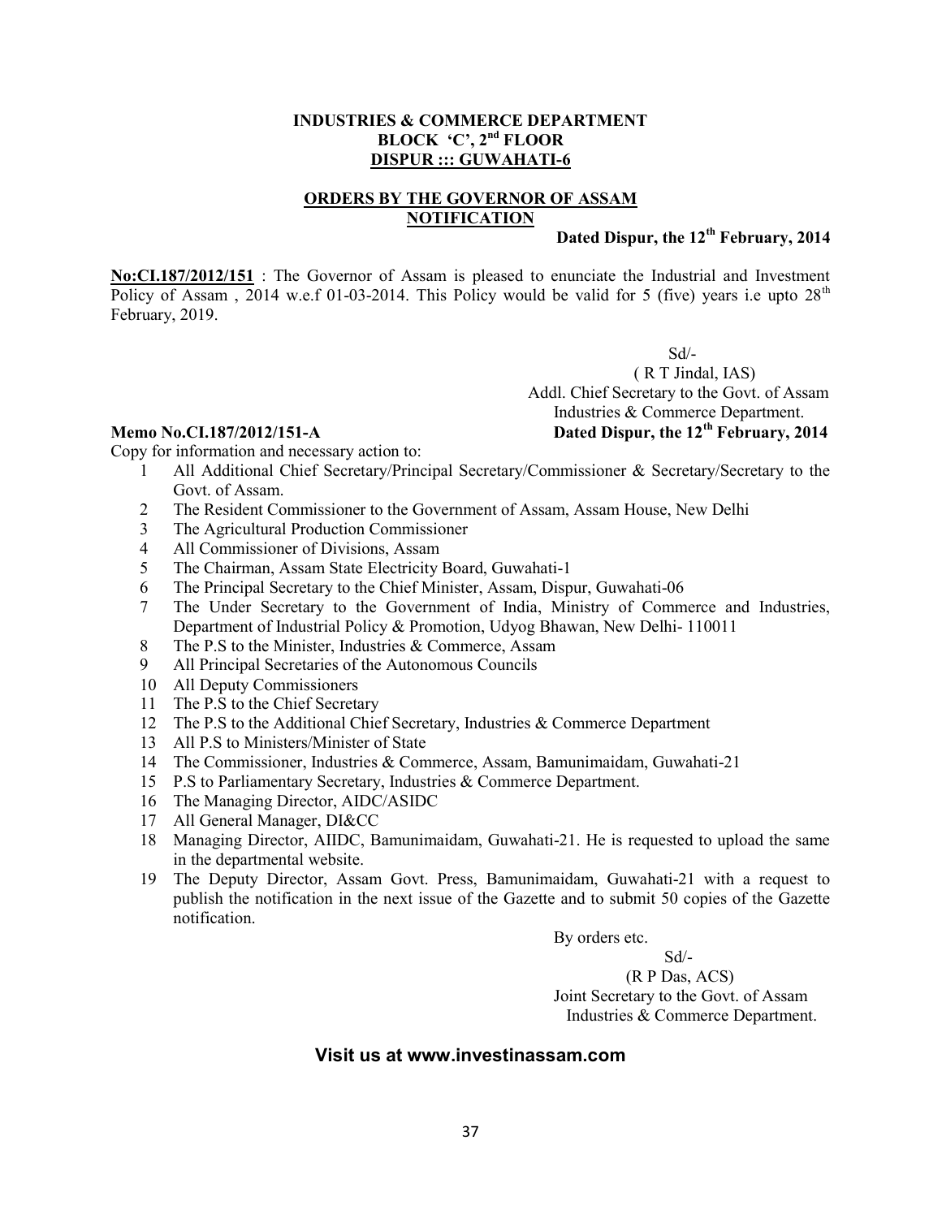**INDUSTRIES & COMMERCE DEPARTMENT**
**BLOCK 'C', 2nd FLOOR**
**DISPUR ::: GUWAHATI-6**

**ORDERS BY THE GOVERNOR OF ASSAM**
**NOTIFICATION**

**Dated Dispur, the 12th February, 2014**

**No:CI.187/2012/151** : The Governor of Assam is pleased to enunciate the Industrial and Investment Policy of Assam , 2014 w.e.f 01-03-2014. This Policy would be valid for 5 (five) years i.e upto 28th February, 2019.

Sd/-
( R T Jindal, IAS)
Addl. Chief Secretary to the Govt. of Assam
Industries & Commerce Department.

**Memo No.CI.187/2012/151-A** **Dated Dispur, the 12th February, 2014**

Copy for information and necessary action to:

1. All Additional Chief Secretary/Principal Secretary/Commissioner & Secretary/Secretary to the Govt. of Assam.
2. The Resident Commissioner to the Government of Assam, Assam House, New Delhi
3. The Agricultural Production Commissioner
4. All Commissioner of Divisions, Assam
5. The Chairman, Assam State Electricity Board, Guwahati-1
6. The Principal Secretary to the Chief Minister, Assam, Dispur, Guwahati-06
7. The Under Secretary to the Government of India, Ministry of Commerce and Industries, Department of Industrial Policy & Promotion, Udyog Bhawan, New Delhi- 110011
8. The P.S to the Minister, Industries & Commerce, Assam
9. All Principal Secretaries of the Autonomous Councils
10. All Deputy Commissioners
11. The P.S to the Chief Secretary
12. The P.S to the Additional Chief Secretary, Industries & Commerce Department
13. All P.S to Ministers/Minister of State
14. The Commissioner, Industries & Commerce, Assam, Bamunimaidam, Guwahati-21
15. P.S to Parliamentary Secretary, Industries & Commerce Department.
16. The Managing Director, AIDC/ASIDC
17. All General Manager, DI&CC
18. Managing Director, AIIDC, Bamunimaidam, Guwahati-21. He is requested to upload the same in the departmental website.
19. The Deputy Director, Assam Govt. Press, Bamunimaidam, Guwahati-21 with a request to publish the notification in the next issue of the Gazette and to submit 50 copies of the Gazette notification.

By orders etc.
Sd/-
(R P Das, ACS)
Joint Secretary to the Govt. of Assam
Industries & Commerce Department.

**Visit us at www.investinassam.com**